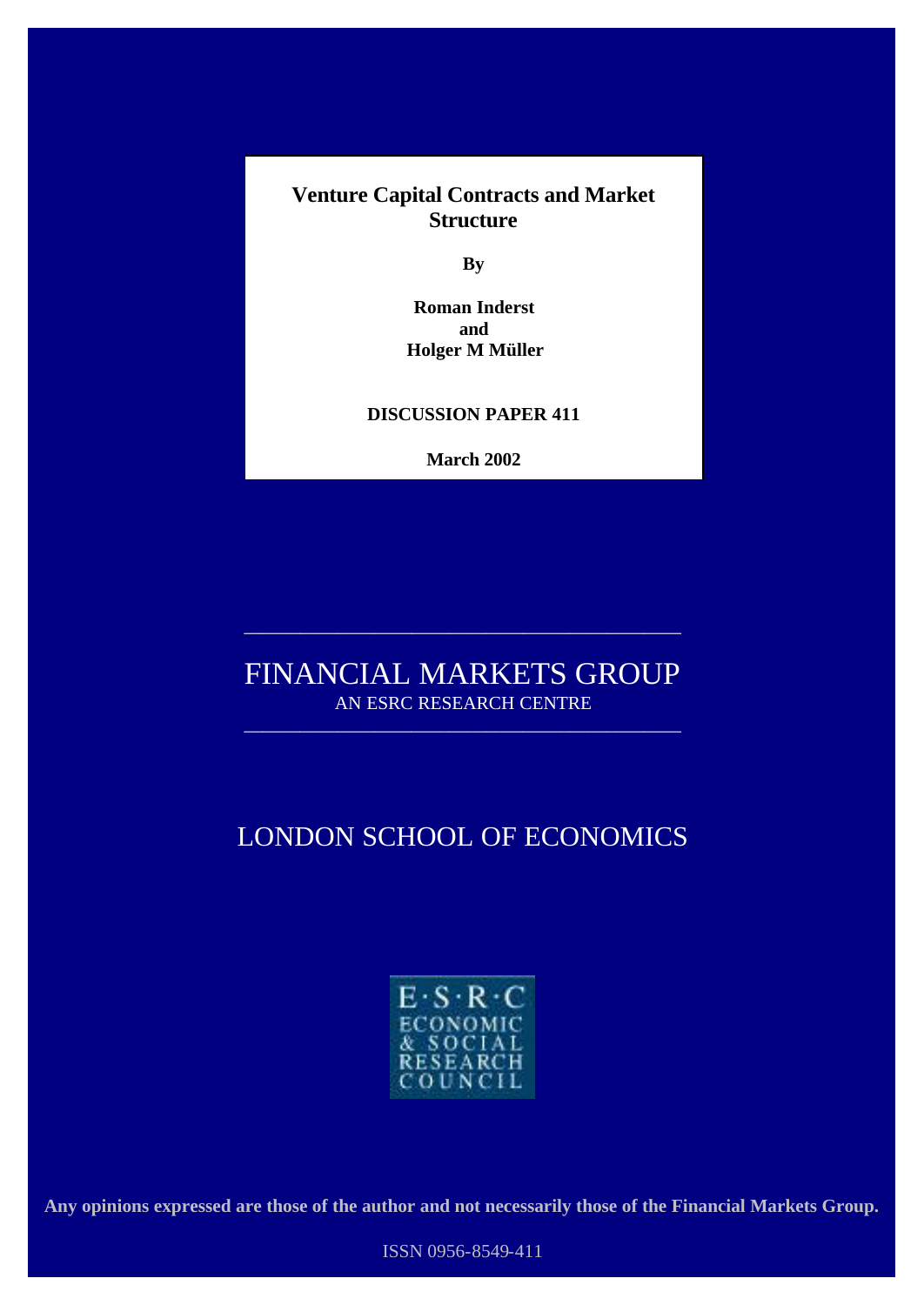# Venture Capital Contracts and Market Structure

**By**

**Roman Inderst**
**and**
**Holger M Müller**

**DISCUSSION PAPER 411**

**March 2002**

---

FINANCIAL MARKETS GROUP

AN ESRC RESEARCH CENTRE

---

LONDON SCHOOL OF ECONOMICS

E·S·R·C ECONOMIC & SOCIAL RESEARCH COUNCIL

**Any opinions expressed are those of the author and not necessarily those of the Financial Markets Group.**

ISSN 0956-8549-411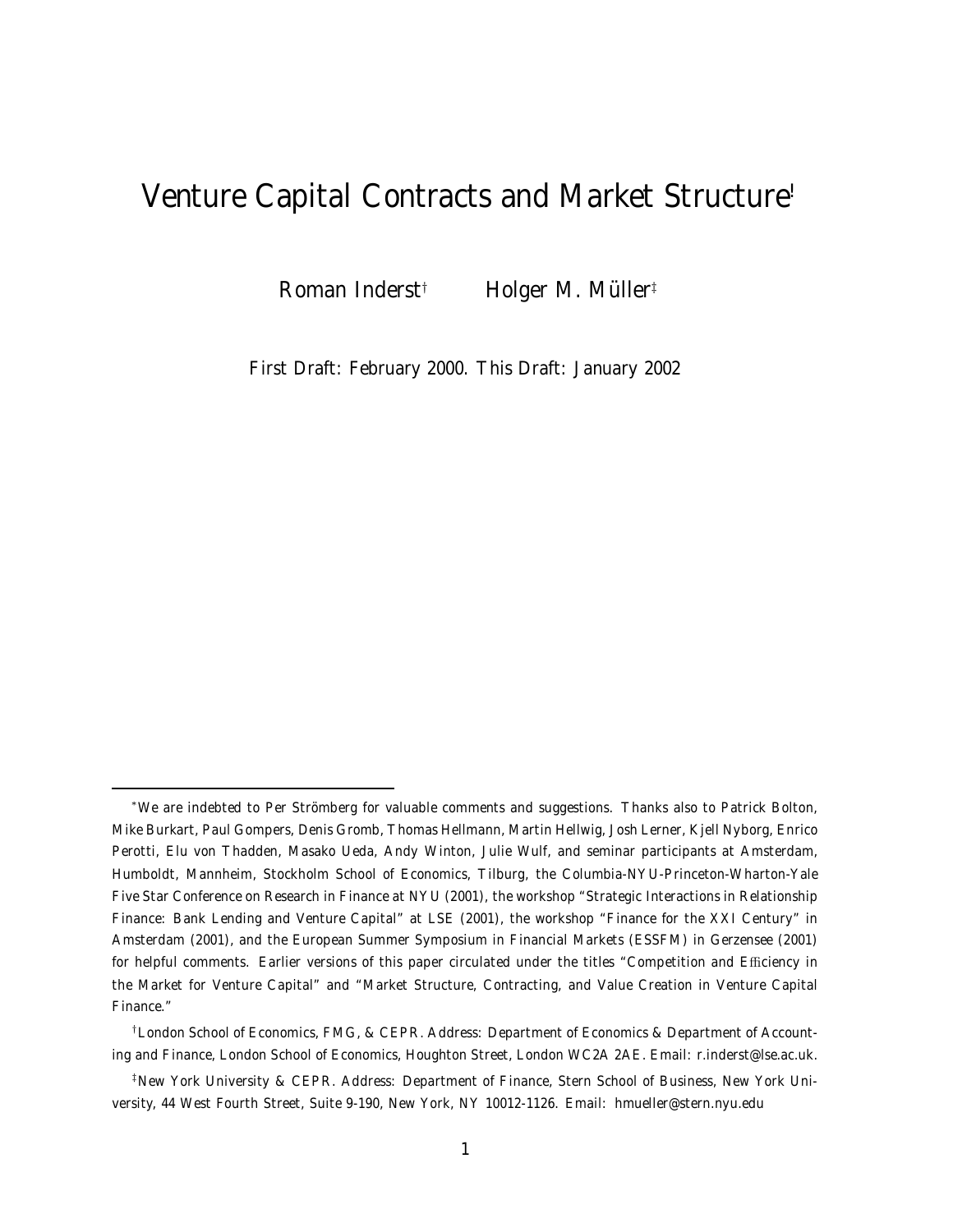# Venture Capital Contracts and Market Structure[*]

Roman Inderst[†] Holger M. Müller[‡]

First Draft: February 2000. This Draft: January 2002

---

[*]We are indebted to Per Strömberg for valuable comments and suggestions. Thanks also to Patrick Bolton, Mike Burkart, Paul Gompers, Denis Gromb, Thomas Hellmann, Martin Hellwig, Josh Lerner, Kjell Nyborg, Enrico Perotti, Elu von Thadden, Masako Ueda, Andy Winton, Julie Wulf, and seminar participants at Amsterdam, Humboldt, Mannheim, Stockholm School of Economics, Tilburg, the Columbia-NYU-Princeton-Wharton-Yale Five Star Conference on Research in Finance at NYU (2001), the workshop "Strategic Interactions in Relationship Finance: Bank Lending and Venture Capital" at LSE (2001), the workshop "Finance for the XXI Century" in Amsterdam (2001), and the European Summer Symposium in Financial Markets (ESSFM) in Gerzensee (2001) for helpful comments. Earlier versions of this paper circulated under the titles "Competition and Efficiency in the Market for Venture Capital" and "Market Structure, Contracting, and Value Creation in Venture Capital Finance."

[†]London School of Economics, FMG, & CEPR. Address: Department of Economics & Department of Accounting and Finance, London School of Economics, Houghton Street, London WC2A 2AE. Email: r.inderst@lse.ac.uk.

[‡]New York University & CEPR. Address: Department of Finance, Stern School of Business, New York University, 44 West Fourth Street, Suite 9-190, New York, NY 10012-1126. Email: hmueller@stern.nyu.edu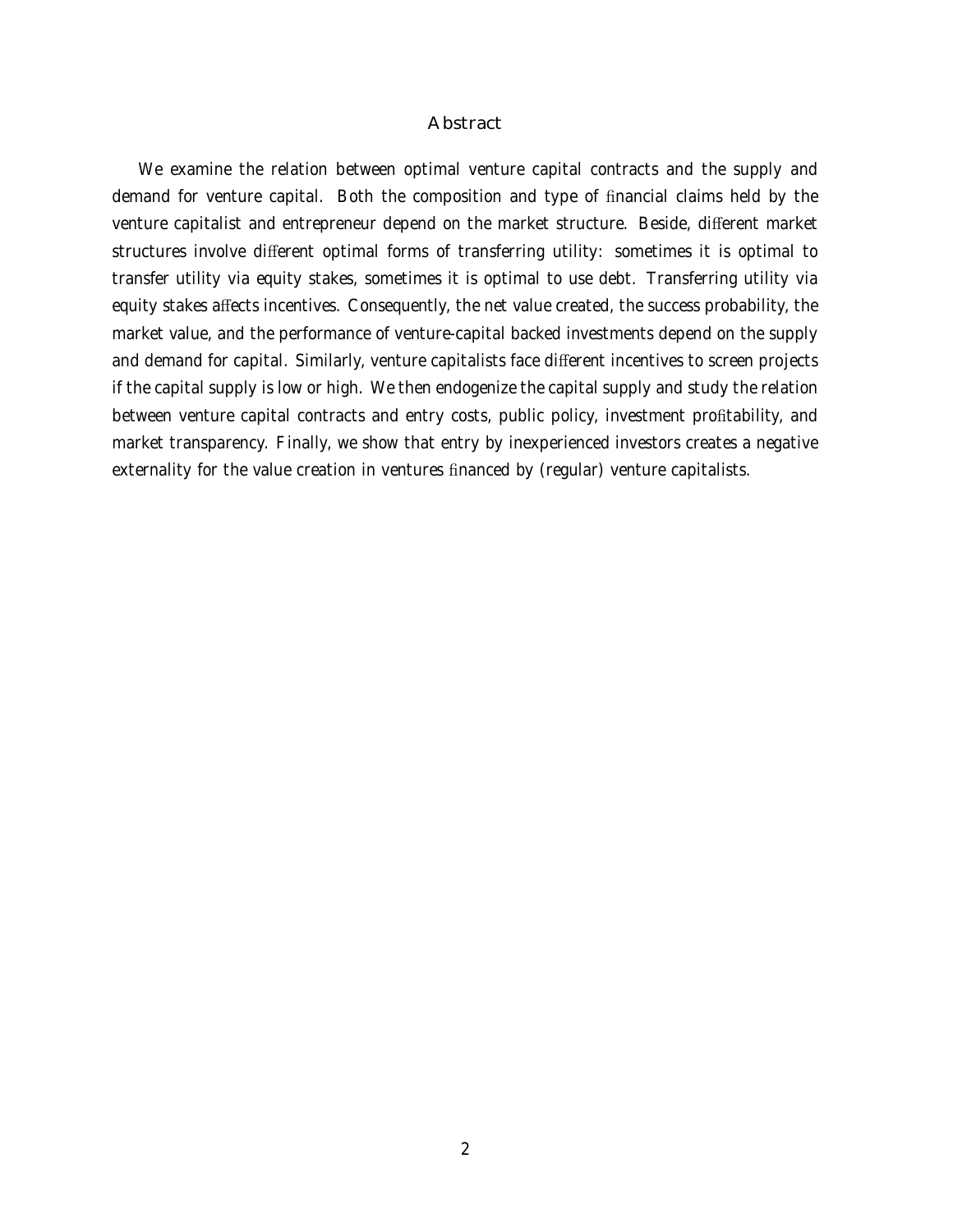## Abstract

We examine the relation between optimal venture capital contracts and the supply and demand for venture capital. Both the composition and type of financial claims held by the venture capitalist and entrepreneur depend on the market structure. Beside, different market structures involve different optimal forms of transferring utility: sometimes it is optimal to transfer utility via equity stakes, sometimes it is optimal to use debt. Transferring utility via equity stakes affects incentives. Consequently, the net value created, the success probability, the market value, and the performance of venture-capital backed investments depend on the supply and demand for capital. Similarly, venture capitalists face different incentives to screen projects if the capital supply is low or high. We then endogenize the capital supply and study the relation between venture capital contracts and entry costs, public policy, investment profitability, and market transparency. Finally, we show that entry by inexperienced investors creates a negative externality for the value creation in ventures financed by (regular) venture capitalists.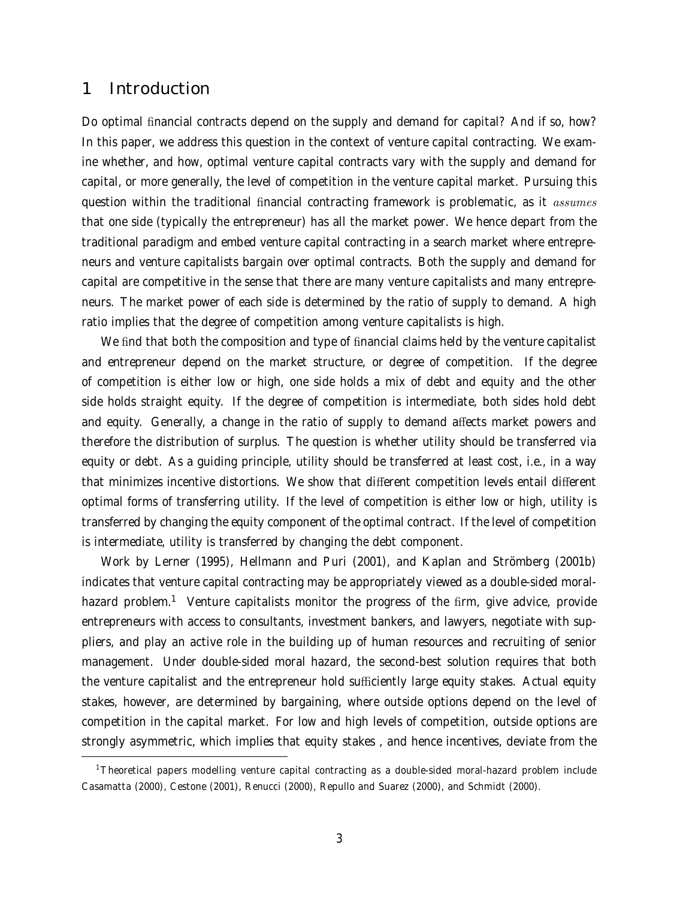## 1 Introduction

Do optimal financial contracts depend on the supply and demand for capital? And if so, how? In this paper, we address this question in the context of venture capital contracting. We examine whether, and how, optimal venture capital contracts vary with the supply and demand for capital, or more generally, the level of competition in the venture capital market. Pursuing this question within the traditional financial contracting framework is problematic, as it *assumes* that one side (typically the entrepreneur) has all the market power. We hence depart from the traditional paradigm and embed venture capital contracting in a search market where entrepreneurs and venture capitalists bargain over optimal contracts. Both the supply and demand for capital are competitive in the sense that there are many venture capitalists and many entrepreneurs. The market power of each side is determined by the ratio of supply to demand. A high ratio implies that the degree of competition among venture capitalists is high.

We find that both the composition and type of financial claims held by the venture capitalist and entrepreneur depend on the market structure, or degree of competition. If the degree of competition is either low or high, one side holds a mix of debt and equity and the other side holds straight equity. If the degree of competition is intermediate, both sides hold debt and equity. Generally, a change in the ratio of supply to demand affects market powers and therefore the distribution of surplus. The question is whether utility should be transferred via equity or debt. As a guiding principle, utility should be transferred at least cost, i.e., in a way that minimizes incentive distortions. We show that different competition levels entail different optimal forms of transferring utility. If the level of competition is either low or high, utility is transferred by changing the equity component of the optimal contract. If the level of competition is intermediate, utility is transferred by changing the debt component.

Work by Lerner (1995), Hellmann and Puri (2001), and Kaplan and Strömberg (2001b) indicates that venture capital contracting may be appropriately viewed as a double-sided moral-hazard problem.[1] Venture capitalists monitor the progress of the firm, give advice, provide entrepreneurs with access to consultants, investment bankers, and lawyers, negotiate with suppliers, and play an active role in the building up of human resources and recruiting of senior management. Under double-sided moral hazard, the second-best solution requires that both the venture capitalist and the entrepreneur hold sufficiently large equity stakes. Actual equity stakes, however, are determined by bargaining, where outside options depend on the level of competition in the capital market. For low and high levels of competition, outside options are strongly asymmetric, which implies that equity stakes , and hence incentives, deviate from the

[1] Theoretical papers modelling venture capital contracting as a double-sided moral-hazard problem include Casamatta (2000), Cestone (2001), Renucci (2000), Repullo and Suarez (2000), and Schmidt (2000).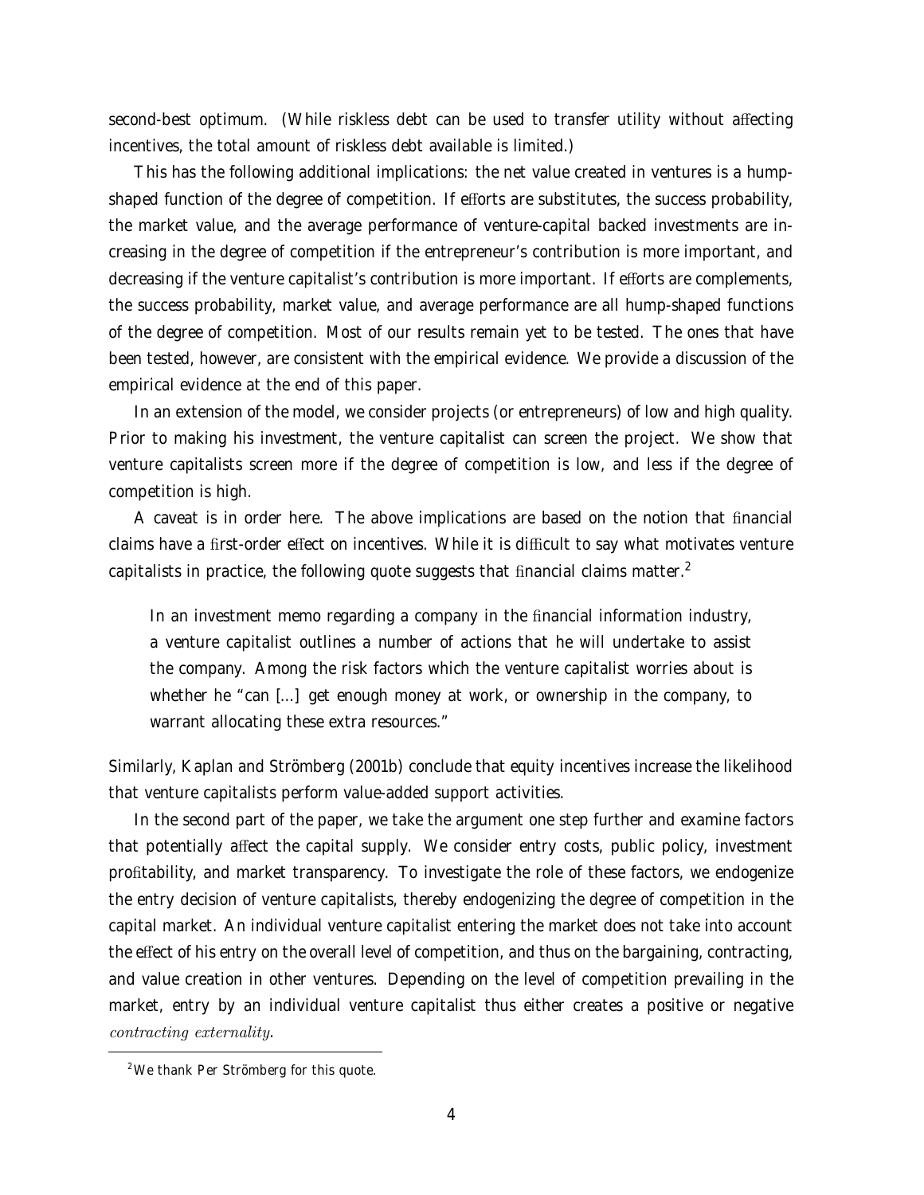second-best optimum. (While riskless debt can be used to transfer utility without affecting incentives, the total amount of riskless debt available is limited.)

This has the following additional implications: the net value created in ventures is a hump-shaped function of the degree of competition. If efforts are substitutes, the success probability, the market value, and the average performance of venture-capital backed investments are increasing in the degree of competition if the entrepreneur's contribution is more important, and decreasing if the venture capitalist's contribution is more important. If efforts are complements, the success probability, market value, and average performance are all hump-shaped functions of the degree of competition. Most of our results remain yet to be tested. The ones that have been tested, however, are consistent with the empirical evidence. We provide a discussion of the empirical evidence at the end of this paper.

In an extension of the model, we consider projects (or entrepreneurs) of low and high quality. Prior to making his investment, the venture capitalist can screen the project. We show that venture capitalists screen more if the degree of competition is low, and less if the degree of competition is high.

A caveat is in order here. The above implications are based on the notion that financial claims have a first-order effect on incentives. While it is difficult to say what motivates venture capitalists in practice, the following quote suggests that financial claims matter.[2]

> In an investment memo regarding a company in the financial information industry, a venture capitalist outlines a number of actions that he will undertake to assist the company. Among the risk factors which the venture capitalist worries about is whether he "can [...] get enough money at work, or ownership in the company, to warrant allocating these extra resources."

Similarly, Kaplan and Strömberg (2001b) conclude that equity incentives increase the likelihood that venture capitalists perform value-added support activities.

In the second part of the paper, we take the argument one step further and examine factors that potentially affect the capital supply. We consider entry costs, public policy, investment profitability, and market transparency. To investigate the role of these factors, we endogenize the entry decision of venture capitalists, thereby endogenizing the degree of competition in the capital market. An individual venture capitalist entering the market does not take into account the effect of his entry on the overall level of competition, and thus on the bargaining, contracting, and value creation in other ventures. Depending on the level of competition prevailing in the market, entry by an individual venture capitalist thus either creates a positive or negative *contracting externality*.

[2] We thank Per Strömberg for this quote.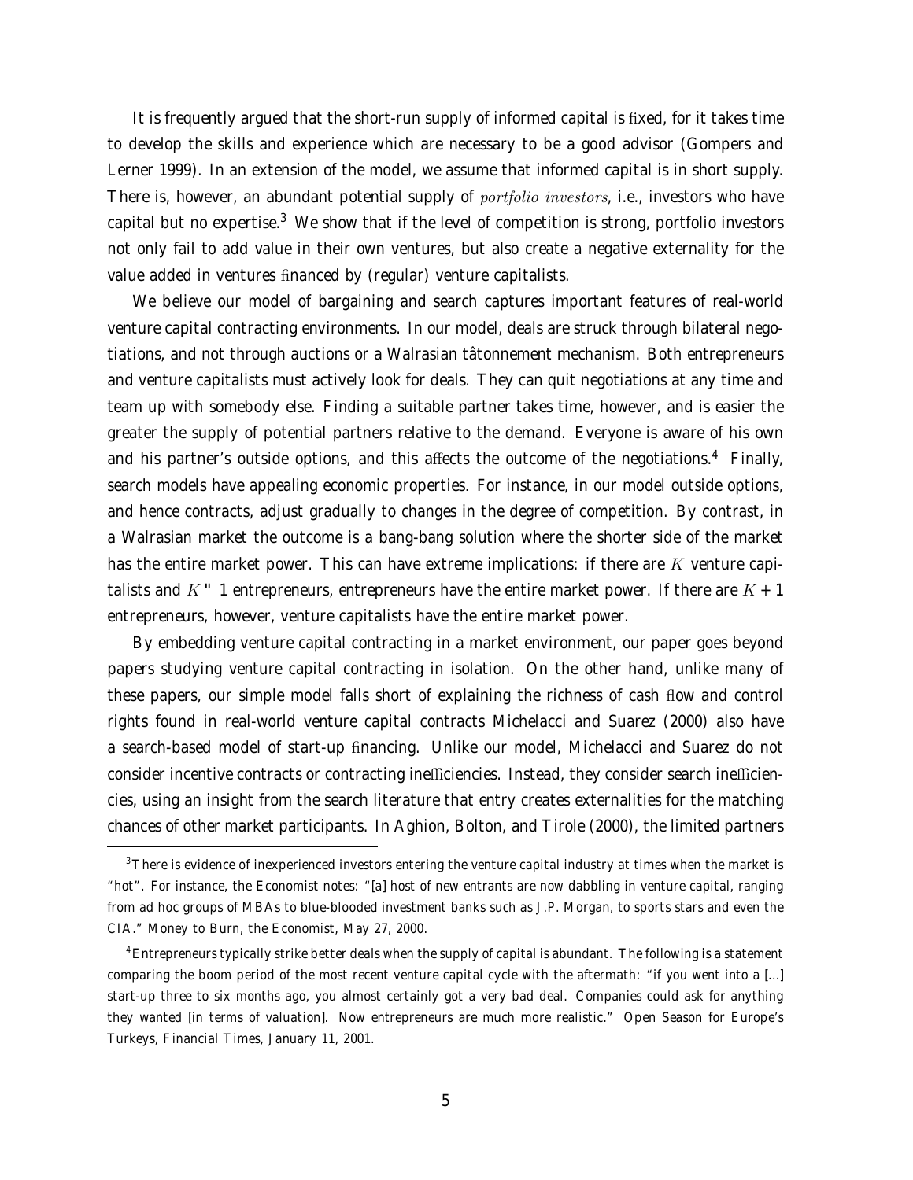It is frequently argued that the short-run supply of informed capital is fixed, for it takes time to develop the skills and experience which are necessary to be a good advisor (Gompers and Lerner 1999). In an extension of the model, we assume that informed capital is in short supply. There is, however, an abundant potential supply of *portfolio investors*, i.e., investors who have capital but no expertise.[3] We show that if the level of competition is strong, portfolio investors not only fail to add value in their own ventures, but also create a negative externality for the value added in ventures financed by (regular) venture capitalists.

We believe our model of bargaining and search captures important features of real-world venture capital contracting environments. In our model, deals are struck through bilateral negotiations, and not through auctions or a Walrasian tâtonnement mechanism. Both entrepreneurs and venture capitalists must actively look for deals. They can quit negotiations at any time and team up with somebody else. Finding a suitable partner takes time, however, and is easier the greater the supply of potential partners relative to the demand. Everyone is aware of his own and his partner's outside options, and this affects the outcome of the negotiations.[4] Finally, search models have appealing economic properties. For instance, in our model outside options, and hence contracts, adjust gradually to changes in the degree of competition. By contrast, in a Walrasian market the outcome is a bang-bang solution where the shorter side of the market has the entire market power. This can have extreme implications: if there are $K$ venture capitalists and $K - 1$ entrepreneurs, entrepreneurs have the entire market power. If there are $K + 1$ entrepreneurs, however, venture capitalists have the entire market power.

By embedding venture capital contracting in a market environment, our paper goes beyond papers studying venture capital contracting in isolation. On the other hand, unlike many of these papers, our simple model falls short of explaining the richness of cash flow and control rights found in real-world venture capital contracts Michelacci and Suarez (2000) also have a search-based model of start-up financing. Unlike our model, Michelacci and Suarez do not consider incentive contracts or contracting inefficiencies. Instead, they consider search inefficiencies, using an insight from the search literature that entry creates externalities for the matching chances of other market participants. In Aghion, Bolton, and Tirole (2000), the limited partners

[3] There is evidence of inexperienced investors entering the venture capital industry at times when the market is "hot". For instance, the Economist notes: "[a] host of new entrants are now dabbling in venture capital, ranging from ad hoc groups of MBAs to blue-blooded investment banks such as J.P. Morgan, to sports stars and even the CIA." Money to Burn, the Economist, May 27, 2000.

[4] Entrepreneurs typically strike better deals when the supply of capital is abundant. The following is a statement comparing the boom period of the most recent venture capital cycle with the aftermath: "if you went into a [...] start-up three to six months ago, you almost certainly got a very bad deal. Companies could ask for anything they wanted [in terms of valuation]. Now entrepreneurs are much more realistic." Open Season for Europe's Turkeys, Financial Times, January 11, 2001.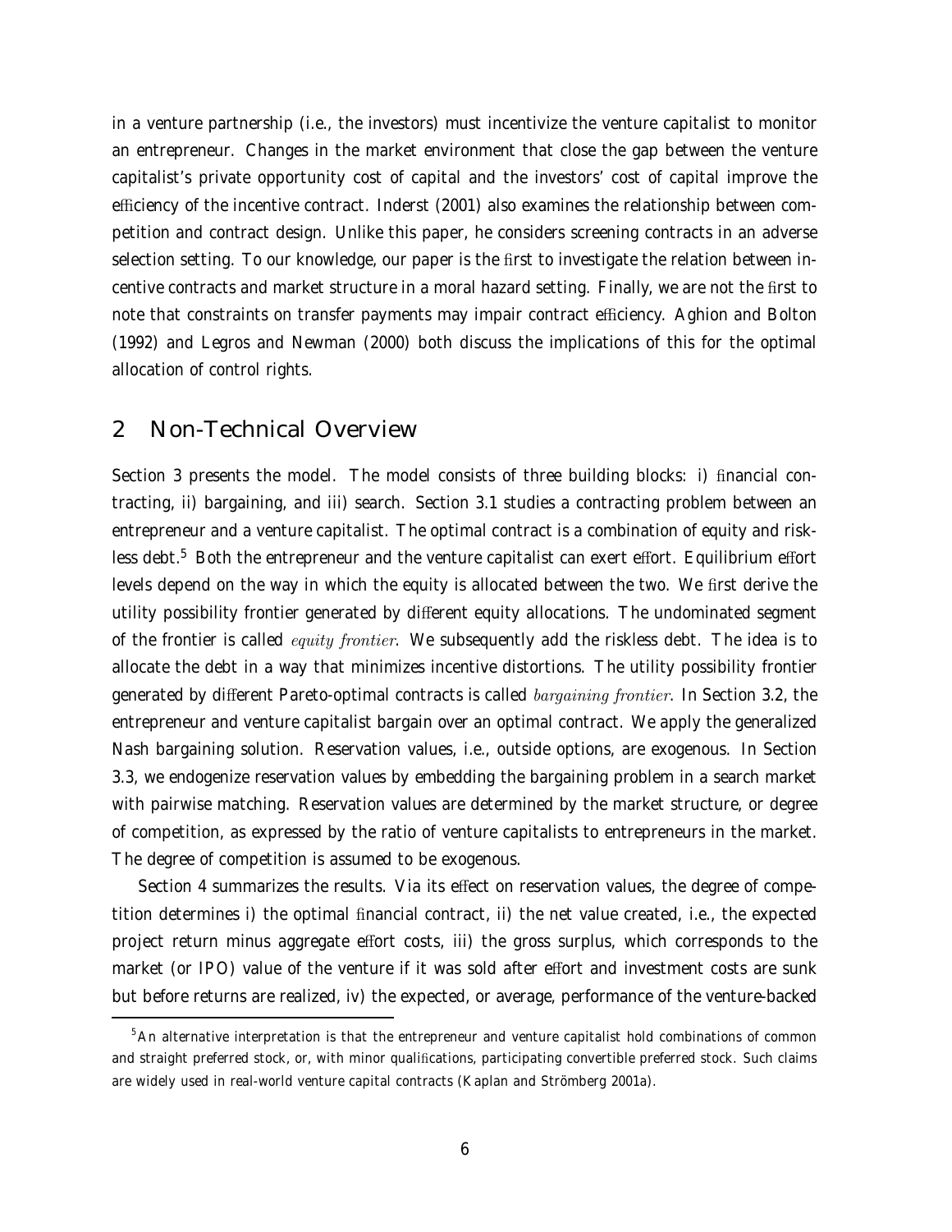in a venture partnership (i.e., the investors) must incentivize the venture capitalist to monitor an entrepreneur. Changes in the market environment that close the gap between the venture capitalist's private opportunity cost of capital and the investors' cost of capital improve the efficiency of the incentive contract. Inderst (2001) also examines the relationship between competition and contract design. Unlike this paper, he considers screening contracts in an adverse selection setting. To our knowledge, our paper is the first to investigate the relation between incentive contracts and market structure in a moral hazard setting. Finally, we are not the first to note that constraints on transfer payments may impair contract efficiency. Aghion and Bolton (1992) and Legros and Newman (2000) both discuss the implications of this for the optimal allocation of control rights.

## 2 Non-Technical Overview

Section 3 presents the model. The model consists of three building blocks: i) financial contracting, ii) bargaining, and iii) search. Section 3.1 studies a contracting problem between an entrepreneur and a venture capitalist. The optimal contract is a combination of equity and riskless debt.[5] Both the entrepreneur and the venture capitalist can exert effort. Equilibrium effort levels depend on the way in which the equity is allocated between the two. We first derive the utility possibility frontier generated by different equity allocations. The undominated segment of the frontier is called *equity frontier*. We subsequently add the riskless debt. The idea is to allocate the debt in a way that minimizes incentive distortions. The utility possibility frontier generated by different Pareto-optimal contracts is called *bargaining frontier*. In Section 3.2, the entrepreneur and venture capitalist bargain over an optimal contract. We apply the generalized Nash bargaining solution. Reservation values, i.e., outside options, are exogenous. In Section 3.3, we endogenize reservation values by embedding the bargaining problem in a search market with pairwise matching. Reservation values are determined by the market structure, or degree of competition, as expressed by the ratio of venture capitalists to entrepreneurs in the market. The degree of competition is assumed to be exogenous.

Section 4 summarizes the results. Via its effect on reservation values, the degree of competition determines i) the optimal financial contract, ii) the net value created, i.e., the expected project return minus aggregate effort costs, iii) the gross surplus, which corresponds to the market (or IPO) value of the venture if it was sold after effort and investment costs are sunk but before returns are realized, iv) the expected, or average, performance of the venture-backed

[5] An alternative interpretation is that the entrepreneur and venture capitalist hold combinations of common and straight preferred stock, or, with minor qualifications, participating convertible preferred stock. Such claims are widely used in real-world venture capital contracts (Kaplan and Strömberg 2001a).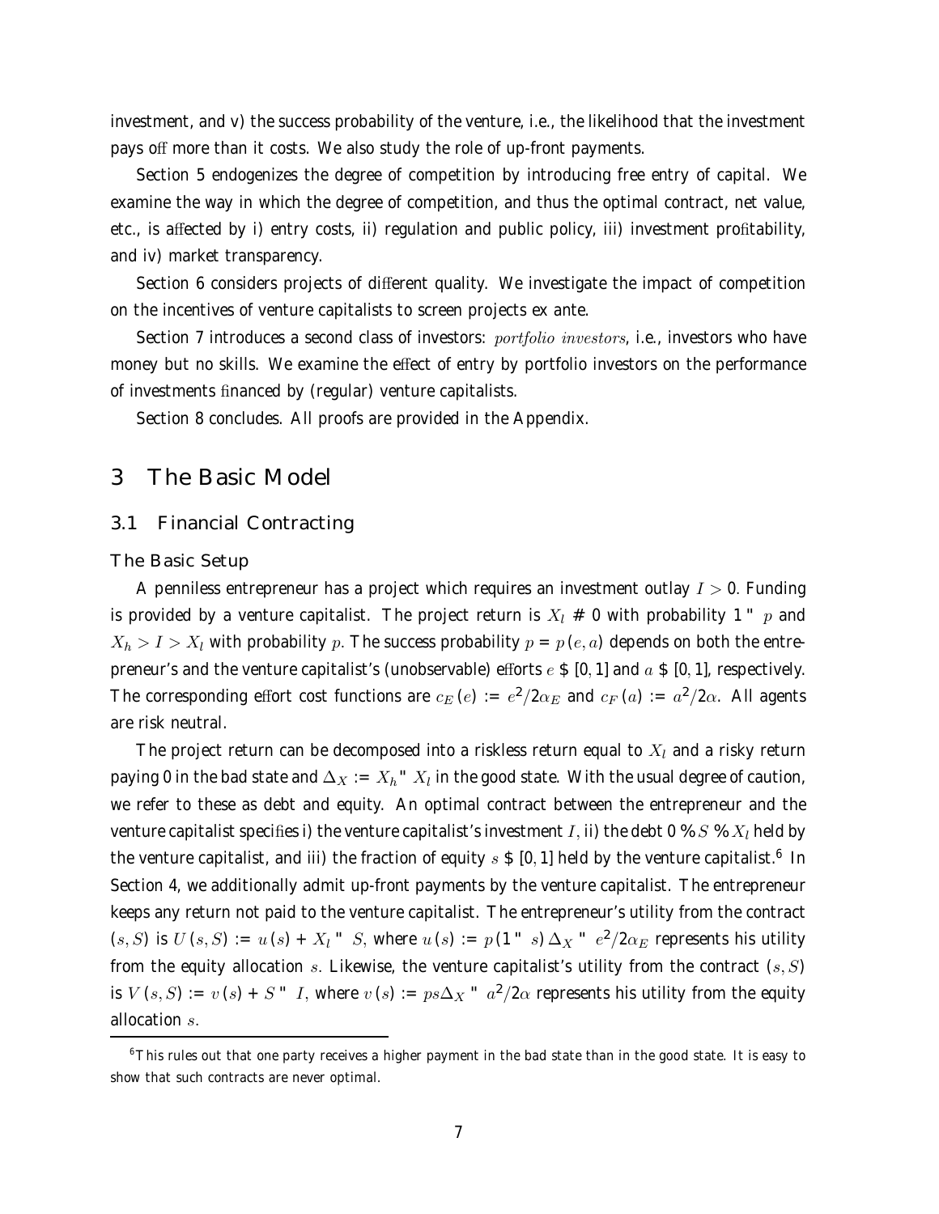investment, and v) the success probability of the venture, i.e., the likelihood that the investment pays off more than it costs. We also study the role of up-front payments.

Section 5 endogenizes the degree of competition by introducing free entry of capital. We examine the way in which the degree of competition, and thus the optimal contract, net value, etc., is affected by i) entry costs, ii) regulation and public policy, iii) investment profitability, and iv) market transparency.

Section 6 considers projects of different quality. We investigate the impact of competition on the incentives of venture capitalists to screen projects ex ante.

Section 7 introduces a second class of investors: *portfolio investors*, i.e., investors who have money but no skills. We examine the effect of entry by portfolio investors on the performance of investments financed by (regular) venture capitalists.

Section 8 concludes. All proofs are provided in the Appendix.

# 3 The Basic Model

## 3.1 Financial Contracting

### The Basic Setup

A penniless entrepreneur has a project which requires an investment outlay $I > 0$. Funding is provided by a venture capitalist. The project return is $X_l \geq 0$ with probability $1 - p$ and $X_h > I > X_l$ with probability $p$. The success probability $p = p(e, a)$ depends on both the entrepreneur's and the venture capitalist's (unobservable) efforts $e \in [0, 1]$ and $a \in [0, 1]$, respectively. The corresponding effort cost functions are $c_E(e) := e^2/2\alpha_E$ and $c_F(a) := a^2/2\alpha$. All agents are risk neutral.

The project return can be decomposed into a riskless return equal to $X_l$ and a risky return paying 0 in the bad state and $\Delta_X := X_h - X_l$ in the good state. With the usual degree of caution, we refer to these as debt and equity. An optimal contract between the entrepreneur and the venture capitalist specifies i) the venture capitalist's investment $I$, ii) the debt $0 \leq S \leq X_l$ held by the venture capitalist, and iii) the fraction of equity $s \in [0, 1]$ held by the venture capitalist.[6] In Section 4, we additionally admit up-front payments by the venture capitalist. The entrepreneur keeps any return not paid to the venture capitalist. The entrepreneur's utility from the contract $(s, S)$ is $U(s, S) := u(s) + X_l - S$, where $u(s) := p(1 - s)\Delta_X - e^2/2\alpha_E$ represents his utility from the equity allocation $s$. Likewise, the venture capitalist's utility from the contract $(s, S)$ is $V(s, S) := v(s) + S - I$, where $v(s) := ps\Delta_X - a^2/2\alpha$ represents his utility from the equity allocation $s$.

[6] This rules out that one party receives a higher payment in the bad state than in the good state. It is easy to show that such contracts are never optimal.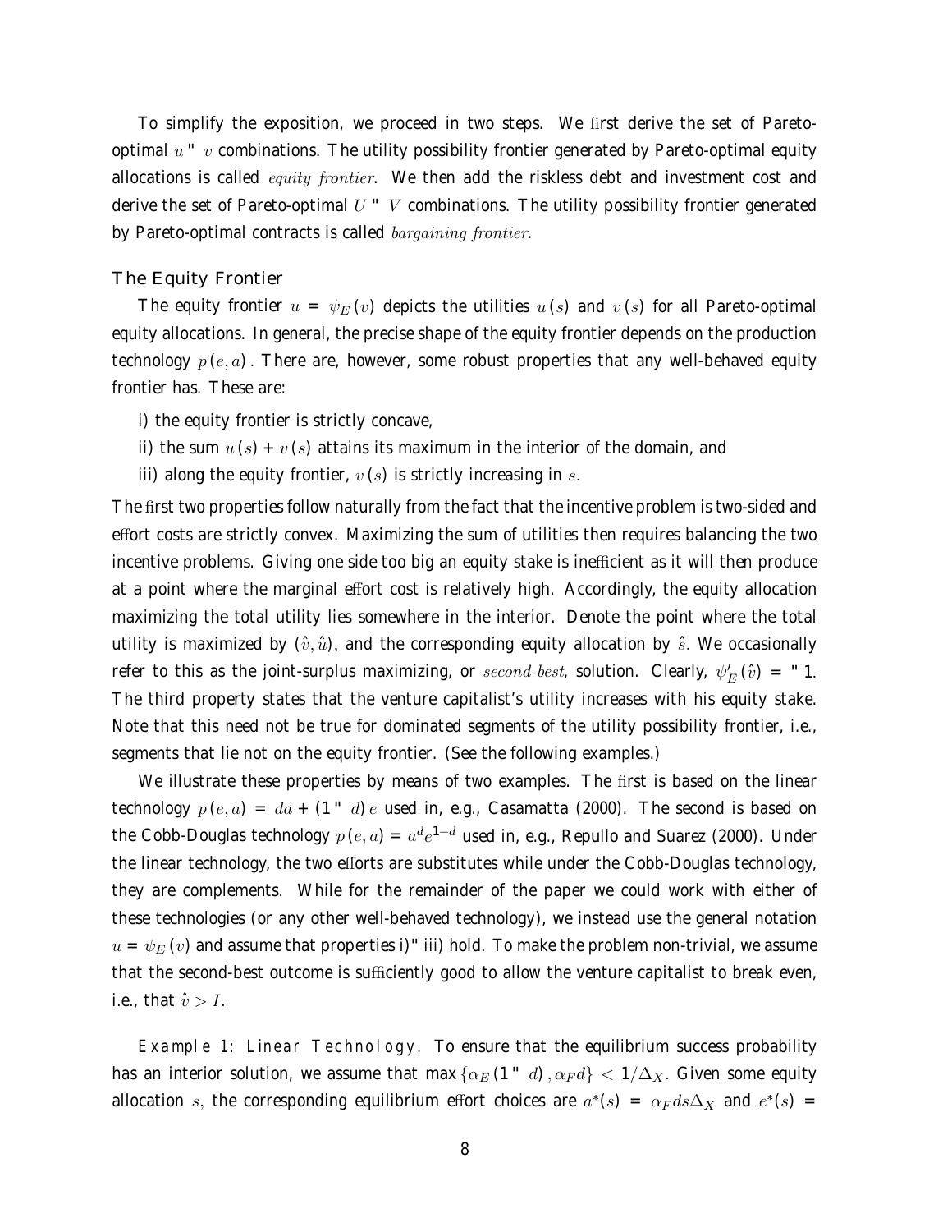To simplify the exposition, we proceed in two steps. We first derive the set of Pareto-optimal $u-v$ combinations. The utility possibility frontier generated by Pareto-optimal equity allocations is called *equity frontier*. We then add the riskless debt and investment cost and derive the set of Pareto-optimal $U-V$ combinations. The utility possibility frontier generated by Pareto-optimal contracts is called *bargaining frontier*.

### The Equity Frontier

The equity frontier $u = \psi_E(v)$ depicts the utilities $u(s)$ and $v(s)$ for all Pareto-optimal equity allocations. In general, the precise shape of the equity frontier depends on the production technology $p(e, a)$. There are, however, some robust properties that any well-behaved equity frontier has. These are:

i) the equity frontier is strictly concave,

ii) the sum $u(s) + v(s)$ attains its maximum in the interior of the domain, and

iii) along the equity frontier, $v(s)$ is strictly increasing in $s$.

The first two properties follow naturally from the fact that the incentive problem is two-sided and effort costs are strictly convex. Maximizing the sum of utilities then requires balancing the two incentive problems. Giving one side too big an equity stake is inefficient as it will then produce at a point where the marginal effort cost is relatively high. Accordingly, the equity allocation maximizing the total utility lies somewhere in the interior. Denote the point where the total utility is maximized by $(\hat{v}, \hat{u})$, and the corresponding equity allocation by $\hat{s}$. We occasionally refer to this as the joint-surplus maximizing, or *second-best*, solution. Clearly, $\psi_E'(\hat{v}) = -1$. The third property states that the venture capitalist's utility increases with his equity stake. Note that this need not be true for dominated segments of the utility possibility frontier, i.e., segments that lie not on the equity frontier. (See the following examples.)

We illustrate these properties by means of two examples. The first is based on the linear technology $p(e, a) = da + (1-d)e$ used in, e.g., Casamatta (2000). The second is based on the Cobb-Douglas technology $p(e, a) = a^d e^{1-d}$ used in, e.g., Repullo and Suarez (2000). Under the linear technology, the two efforts are substitutes while under the Cobb-Douglas technology, they are complements. While for the remainder of the paper we could work with either of these technologies (or any other well-behaved technology), we instead use the general notation $u = \psi_E(v)$ and assume that properties i)-iii) hold. To make the problem non-trivial, we assume that the second-best outcome is sufficiently good to allow the venture capitalist to break even, i.e., that $\hat{v} > I$.

*Example 1: Linear Technology.* To ensure that the equilibrium success probability has an interior solution, we assume that $\max\{\alpha_E(1-d), \alpha_F d\} < 1/\Delta_X$. Given some equity allocation $s$, the corresponding equilibrium effort choices are $a^*(s) = \alpha_F d s \Delta_X$ and $e^*(s) =$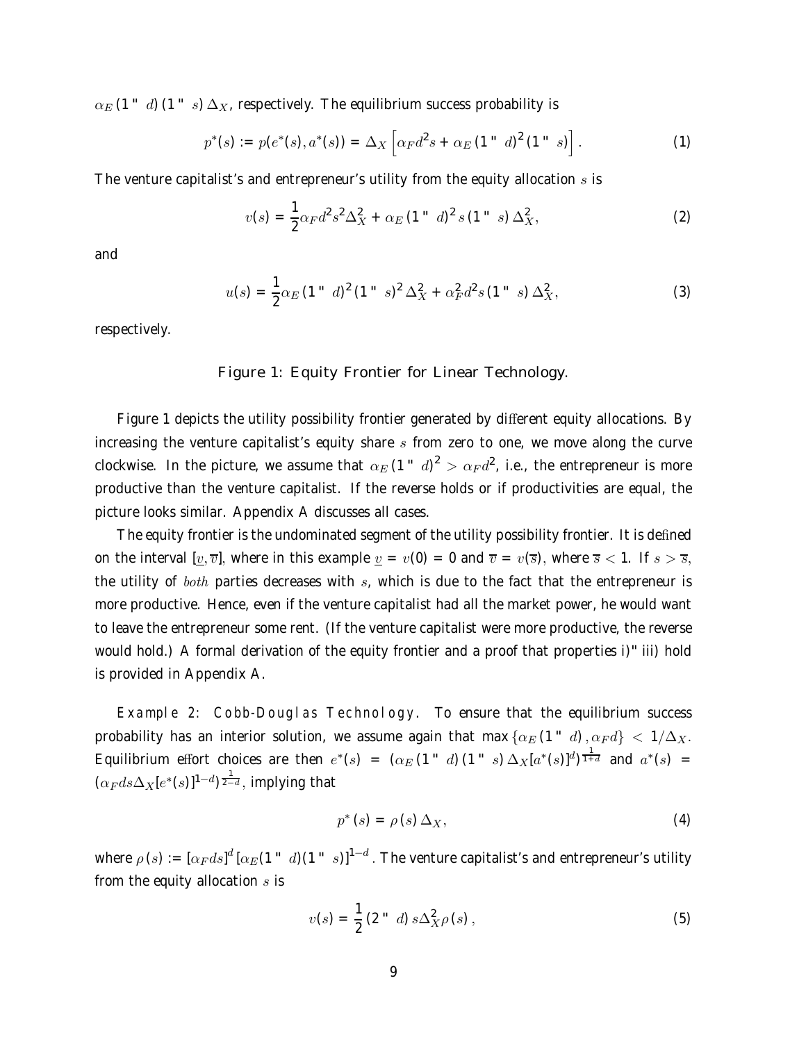$\alpha_E(1-d)(1-s)\Delta_X$, respectively. The equilibrium success probability is

$$p^*(s) := p(e^*(s), a^*(s)) = \Delta_X \left[\alpha_F d^2 s + \alpha_E (1-d)^2 (1-s)\right]. \tag{1}$$

The venture capitalist's and entrepreneur's utility from the equity allocation $s$ is

$$v(s) = \frac{1}{2}\alpha_F d^2 s^2 \Delta_X^2 + \alpha_E (1-d)^2 s (1-s) \Delta_X^2, \tag{2}$$

and

$$u(s) = \frac{1}{2}\alpha_E (1-d)^2 (1-s)^2 \Delta_X^2 + \alpha_F^2 d^2 s (1-s) \Delta_X^2, \tag{3}$$

respectively.

Figure 1: Equity Frontier for Linear Technology.

Figure 1 depicts the utility possibility frontier generated by different equity allocations. By increasing the venture capitalist's equity share $s$ from zero to one, we move along the curve clockwise. In the picture, we assume that $\alpha_E(1-d)^2 > \alpha_F d^2$, i.e., the entrepreneur is more productive than the venture capitalist. If the reverse holds or if productivities are equal, the picture looks similar. Appendix A discusses all cases.

The equity frontier is the undominated segment of the utility possibility frontier. It is defined on the interval $[\underline{v}, \overline{v}]$, where in this example $\underline{v} = v(0) = 0$ and $\overline{v} = v(\overline{s})$, where $\overline{s} < 1$. If $s > \overline{s}$, the utility of *both* parties decreases with $s$, which is due to the fact that the entrepreneur is more productive. Hence, even if the venture capitalist had all the market power, he would want to leave the entrepreneur some rent. (If the venture capitalist were more productive, the reverse would hold.) A formal derivation of the equity frontier and a proof that properties i)–iii) hold is provided in Appendix A.

*Example 2: Cobb-Douglas Technology.* To ensure that the equilibrium success probability has an interior solution, we assume again that $\max\{\alpha_E(1-d), \alpha_F d\} < 1/\Delta_X$. Equilibrium effort choices are then $e^*(s) = (\alpha_E(1-d)(1-s)\Delta_X[a^*(s)]^d)^{\frac{1}{1+d}}$ and $a^*(s) = (\alpha_F d s \Delta_X [e^*(s)]^{1-d})^{\frac{1}{2-d}}$, implying that

$$p^*(s) = \rho(s)\Delta_X, \tag{4}$$

where $\rho(s) := [\alpha_F d s]^d [\alpha_E(1-d)(1-s)]^{1-d}$. The venture capitalist's and entrepreneur's utility from the equity allocation $s$ is

$$v(s) = \frac{1}{2}(2-d)s\Delta_X^2 \rho(s), \tag{5}$$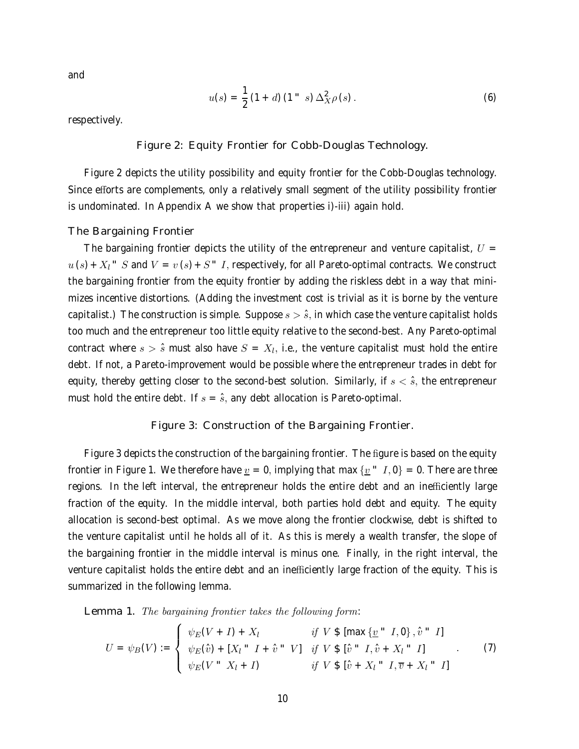and

$$u(s) = \frac{1}{2}(1+d)(1-s)\Delta_X^2 \rho(s). \tag{6}$$

respectively.

Figure 2: Equity Frontier for Cobb-Douglas Technology.

Figure 2 depicts the utility possibility and equity frontier for the Cobb-Douglas technology. Since efforts are complements, only a relatively small segment of the utility possibility frontier is undominated. In Appendix A we show that properties i)-iii) again hold.

### The Bargaining Frontier

The bargaining frontier depicts the utility of the entrepreneur and venture capitalist, $U = u(s) + X_l - S$ and $V = v(s) + S - I$, respectively, for all Pareto-optimal contracts. We construct the bargaining frontier from the equity frontier by adding the riskless debt in a way that minimizes incentive distortions. (Adding the investment cost is trivial as it is borne by the venture capitalist.) The construction is simple. Suppose $s > \hat{s}$, in which case the venture capitalist holds too much and the entrepreneur too little equity relative to the second-best. Any Pareto-optimal contract where $s > \hat{s}$ must also have $S = X_l$, i.e., the venture capitalist must hold the entire debt. If not, a Pareto-improvement would be possible where the entrepreneur trades in debt for equity, thereby getting closer to the second-best solution. Similarly, if $s < \hat{s}$, the entrepreneur must hold the entire debt. If $s = \hat{s}$, any debt allocation is Pareto-optimal.

Figure 3: Construction of the Bargaining Frontier.

Figure 3 depicts the construction of the bargaining frontier. The figure is based on the equity frontier in Figure 1. We therefore have $\underline{v} = 0$, implying that $\max\{\underline{v} - I, 0\} = 0$. There are three regions. In the left interval, the entrepreneur holds the entire debt and an inefficiently large fraction of the equity. In the middle interval, both parties hold debt and equity. The equity allocation is second-best optimal. As we move along the frontier clockwise, debt is shifted to the venture capitalist until he holds all of it. As this is merely a wealth transfer, the slope of the bargaining frontier in the middle interval is minus one. Finally, in the right interval, the venture capitalist holds the entire debt and an inefficiently large fraction of the equity. This is summarized in the following lemma.

**Lemma 1.** *The bargaining frontier takes the following form:*

$$U = \psi_B(V) := \begin{cases} \psi_E(V+I) + X_l & \text{if } V \in [\max\{\underline{v} - I, 0\}, \hat{v} - I] \\ \psi_E(\hat{v}) + [X_l - I + \hat{v} - V] & \text{if } V \in [\hat{v} - I, \hat{v} + X_l - I] \\ \psi_E(V - X_l + I) & \text{if } V \in [\hat{v} + X_l - I, \overline{v} + X_l - I] \end{cases}. \tag{7}$$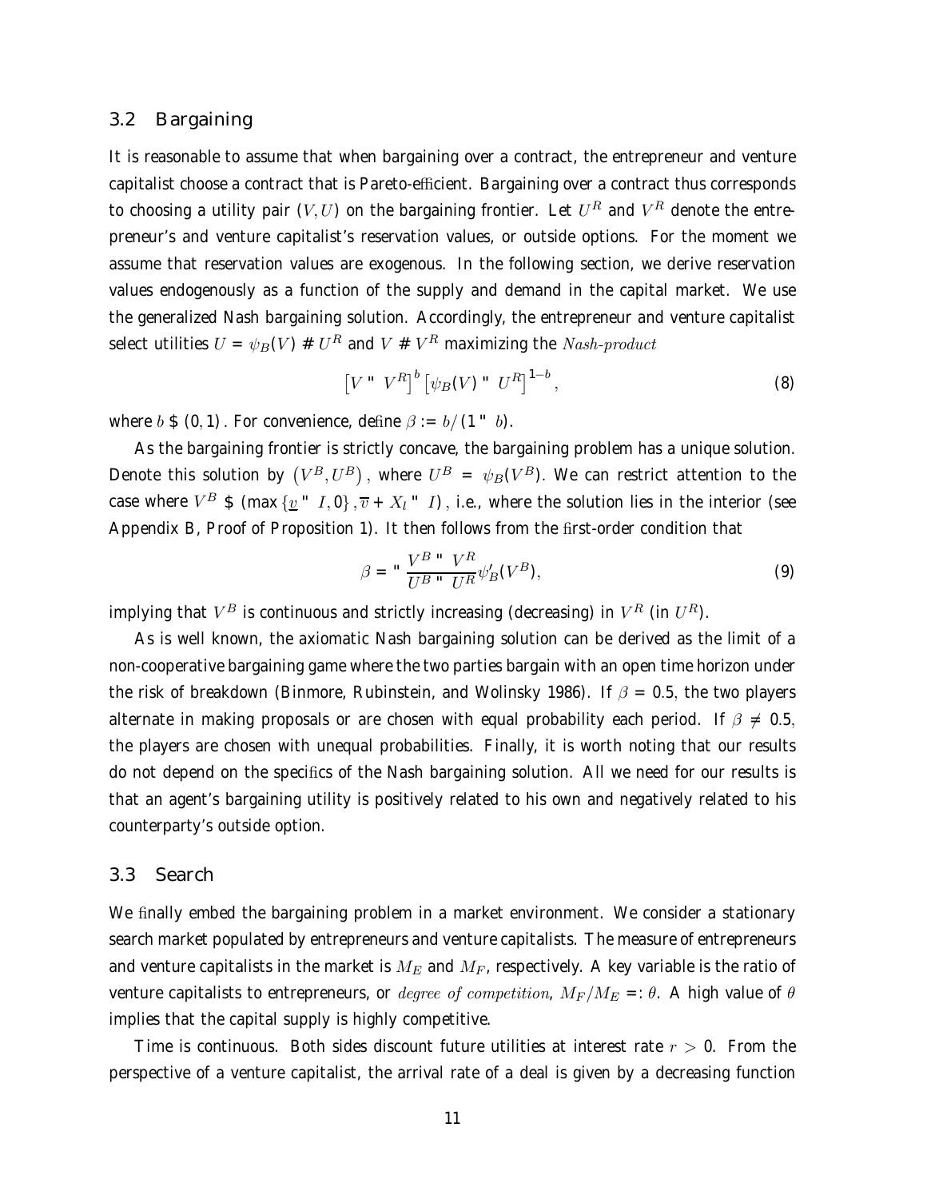## 3.2 Bargaining

It is reasonable to assume that when bargaining over a contract, the entrepreneur and venture capitalist choose a contract that is Pareto-efficient. Bargaining over a contract thus corresponds to choosing a utility pair $(V, U)$ on the bargaining frontier. Let $U^R$ and $V^R$ denote the entrepreneur's and venture capitalist's reservation values, or outside options. For the moment we assume that reservation values are exogenous. In the following section, we derive reservation values endogenously as a function of the supply and demand in the capital market. We use the generalized Nash bargaining solution. Accordingly, the entrepreneur and venture capitalist select utilities $U = \psi_B(V) \geq U^R$ and $V \geq V^R$ maximizing the *Nash-product*

$$\left[V - V^R\right]^b \left[\psi_B(V) - U^R\right]^{1-b}, \tag{8}$$

where $b \in (0, 1)$. For convenience, define $\beta := b/(1 - b)$.

As the bargaining frontier is strictly concave, the bargaining problem has a unique solution. Denote this solution by $\left(V^B, U^B\right)$, where $U^B = \psi_B(V^B)$. We can restrict attention to the case where $V^B \in (\max\{\underline{v} - I, 0\}, \overline{v} + X_l - I)$, i.e., where the solution lies in the interior (see Appendix B, Proof of Proposition 1). It then follows from the first-order condition that

$$\beta = -\frac{V^B - V^R}{U^B - U^R}\psi_B'(V^B), \tag{9}$$

implying that $V^B$ is continuous and strictly increasing (decreasing) in $V^R$ (in $U^R$).

As is well known, the axiomatic Nash bargaining solution can be derived as the limit of a non-cooperative bargaining game where the two parties bargain with an open time horizon under the risk of breakdown (Binmore, Rubinstein, and Wolinsky 1986). If $\beta = 0.5$, the two players alternate in making proposals or are chosen with equal probability each period. If $\beta \neq 0.5$, the players are chosen with unequal probabilities. Finally, it is worth noting that our results do not depend on the specifics of the Nash bargaining solution. All we need for our results is that an agent's bargaining utility is positively related to his own and negatively related to his counterparty's outside option.

## 3.3 Search

We finally embed the bargaining problem in a market environment. We consider a stationary search market populated by entrepreneurs and venture capitalists. The measure of entrepreneurs and venture capitalists in the market is $M_E$ and $M_F$, respectively. A key variable is the ratio of venture capitalists to entrepreneurs, or *degree of competition*, $M_F/M_E =: \theta$. A high value of $\theta$ implies that the capital supply is highly competitive.

Time is continuous. Both sides discount future utilities at interest rate $r > 0$. From the perspective of a venture capitalist, the arrival rate of a deal is given by a decreasing function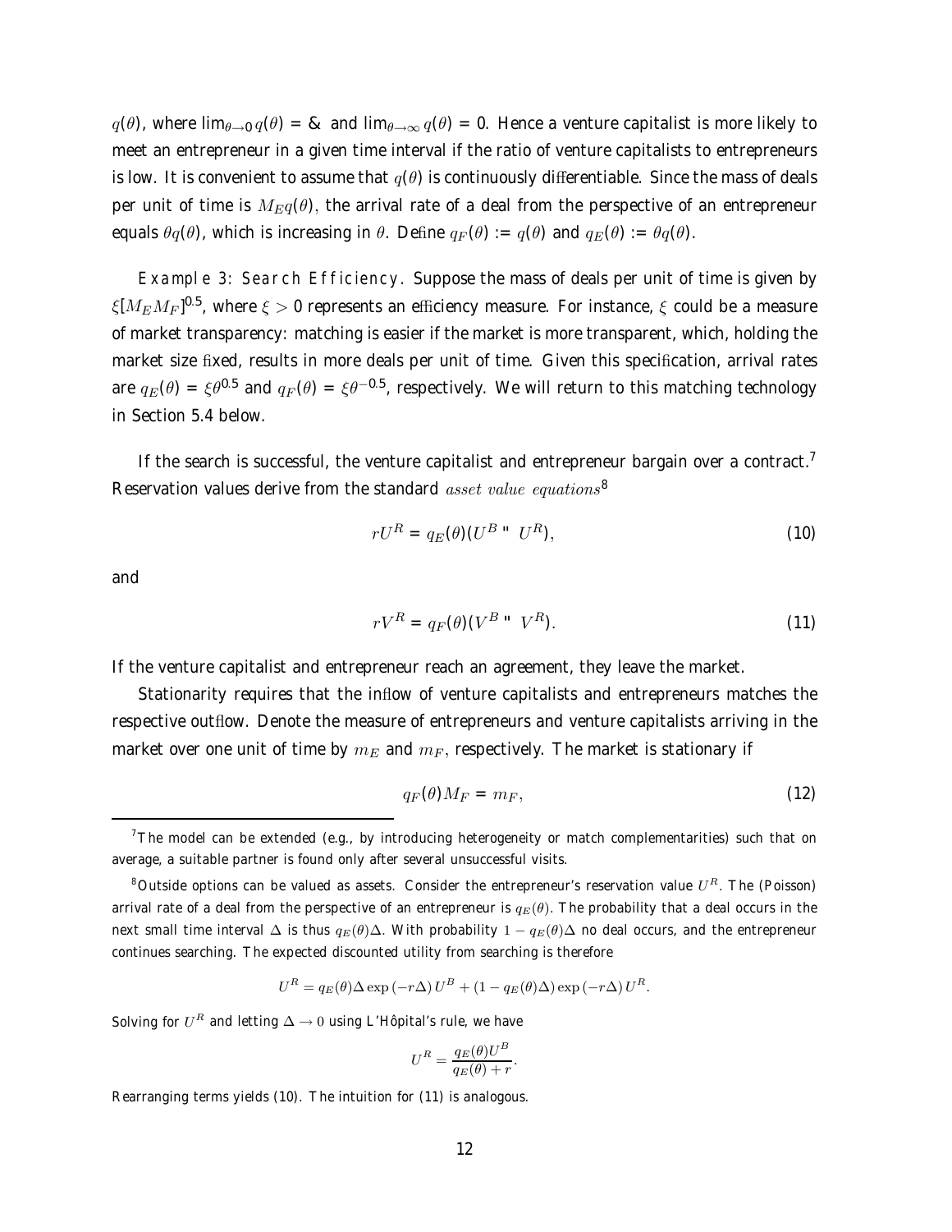$q(\theta)$, where $\lim_{\theta\to 0} q(\theta) = \infty$ and $\lim_{\theta\to\infty} q(\theta) = 0$. Hence a venture capitalist is more likely to meet an entrepreneur in a given time interval if the ratio of venture capitalists to entrepreneurs is low. It is convenient to assume that $q(\theta)$ is continuously differentiable. Since the mass of deals per unit of time is $M_E q(\theta)$, the arrival rate of a deal from the perspective of an entrepreneur equals $\theta q(\theta)$, which is increasing in $\theta$. Define $q_F(\theta) := q(\theta)$ and $q_E(\theta) := \theta q(\theta)$.

*Example 3: Search Efficiency.* Suppose the mass of deals per unit of time is given by $\xi [M_E M_F]^{0.5}$, where $\xi > 0$ represents an efficiency measure. For instance, $\xi$ could be a measure of market transparency: matching is easier if the market is more transparent, which, holding the market size fixed, results in more deals per unit of time. Given this specification, arrival rates are $q_E(\theta) = \xi\theta^{0.5}$ and $q_F(\theta) = \xi\theta^{-0.5}$, respectively. We will return to this matching technology in Section 5.4 below.

If the search is successful, the venture capitalist and entrepreneur bargain over a contract.[7] Reservation values derive from the standard *asset value equations*[8]

$$rU^R = q_E(\theta)(U^B - U^R), \tag{10}$$

and

$$rV^R = q_F(\theta)(V^B - V^R). \tag{11}$$

If the venture capitalist and entrepreneur reach an agreement, they leave the market.

Stationarity requires that the inflow of venture capitalists and entrepreneurs matches the respective outflow. Denote the measure of entrepreneurs and venture capitalists arriving in the market over one unit of time by $m_E$ and $m_F$, respectively. The market is stationary if

$$q_F(\theta) M_F = m_F, \tag{12}$$

---

[7] The model can be extended (e.g., by introducing heterogeneity or match complementarities) such that on average, a suitable partner is found only after several unsuccessful visits.

[8] Outside options can be valued as assets. Consider the entrepreneur's reservation value $U^R$. The (Poisson) arrival rate of a deal from the perspective of an entrepreneur is $q_E(\theta)$. The probability that a deal occurs in the next small time interval $\Delta$ is thus $q_E(\theta)\Delta$. With probability $1 - q_E(\theta)\Delta$ no deal occurs, and the entrepreneur continues searching. The expected discounted utility from searching is therefore

$$U^R = q_E(\theta)\Delta \exp(-r\Delta) U^B + (1 - q_E(\theta)\Delta) \exp(-r\Delta) U^R.$$

Solving for $U^R$ and letting $\Delta \to 0$ using L'Hôpital's rule, we have

$$U^R = \frac{q_E(\theta) U^B}{q_E(\theta) + r}.$$

Rearranging terms yields (10). The intuition for (11) is analogous.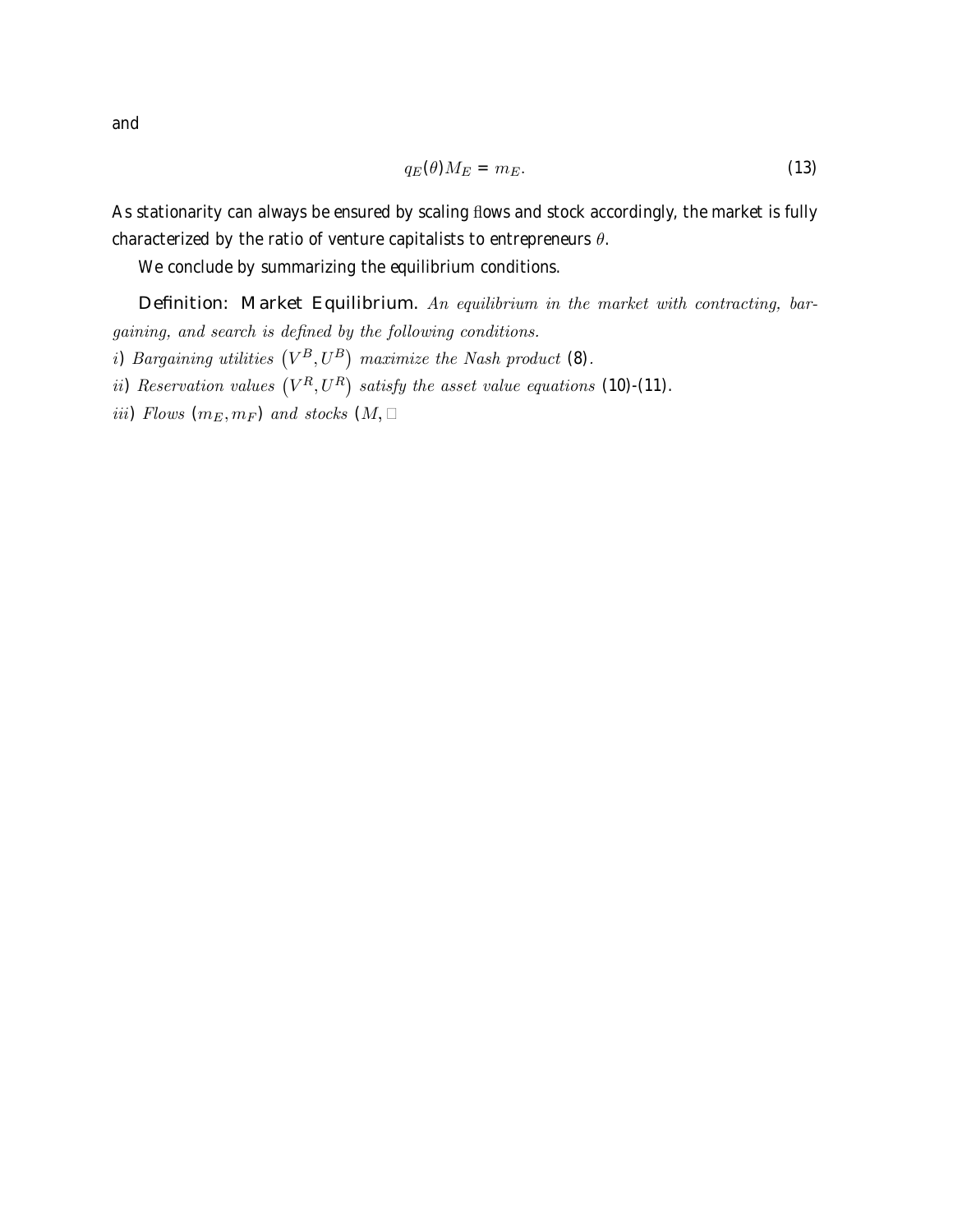and

$$q_E(\theta)M_E = m_E. \tag{13}$$

As stationarity can always be ensured by scaling flows and stock accordingly, the market is fully characterized by the ratio of venture capitalists to entrepreneurs $\theta$.

We conclude by summarizing the equilibrium conditions.

**Definition: Market Equilibrium.** *An equilibrium in the market with contracting, bargaining, and search is defined by the following conditions.*

*i) Bargaining utilities* $\left(V^B, U^B\right)$ *maximize the Nash product* (8).

*ii) Reservation values* $\left(V^R, U^R\right)$ *satisfy the asset value equations* (10)-(11).

*iii) Flows* $(m_E, m_F)$ *and stocks* $(M,$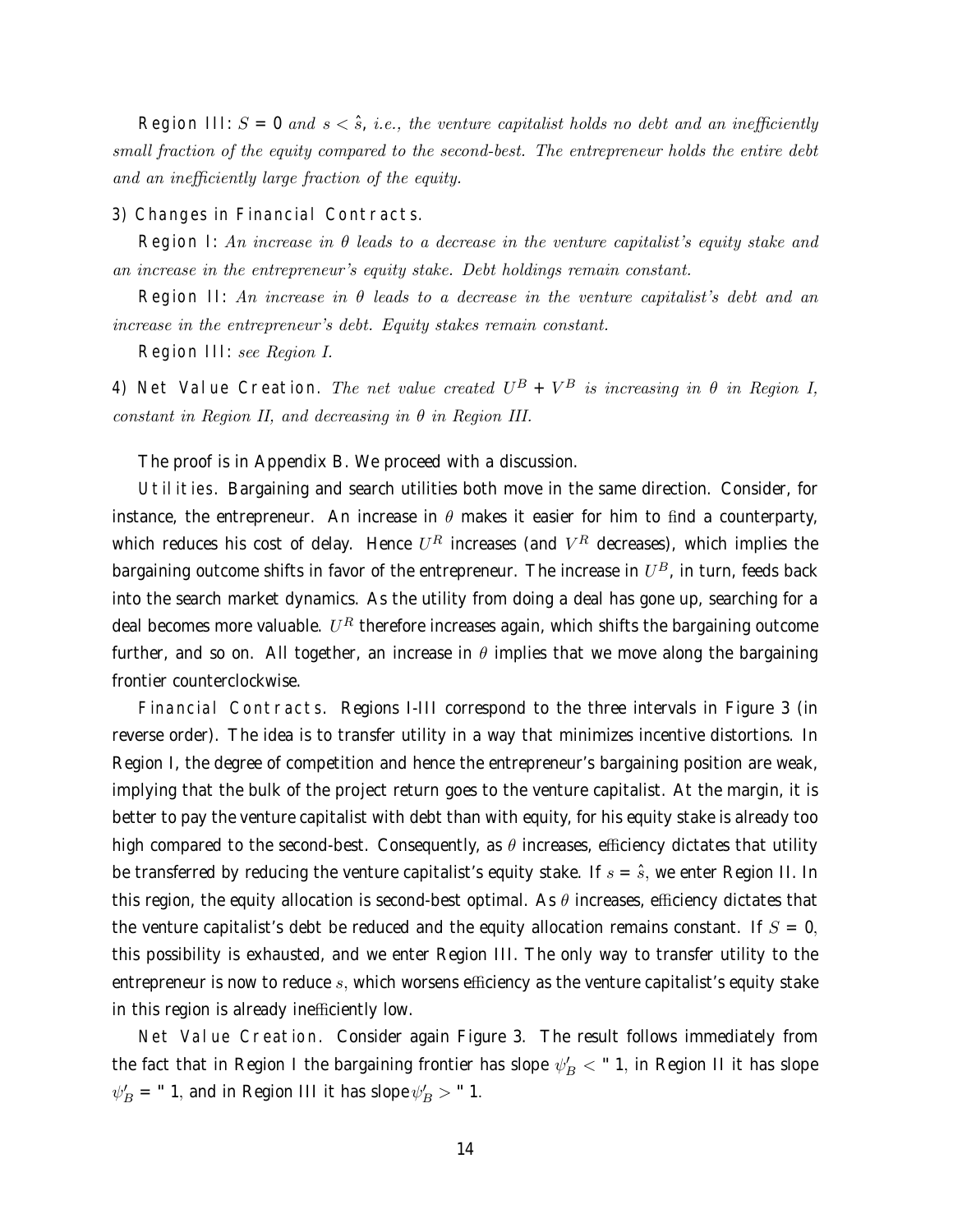**Region III**: $S = 0$ *and* $s < \hat{s}$*, i.e., the venture capitalist holds no debt and an inefficiently small fraction of the equity compared to the second-best. The entrepreneur holds the entire debt and an inefficiently large fraction of the equity.*

3) **Changes in Financial Contracts.**

**Region I**: *An increase in* $\theta$ *leads to a decrease in the venture capitalist's equity stake and an increase in the entrepreneur's equity stake. Debt holdings remain constant.*

**Region II**: *An increase in* $\theta$ *leads to a decrease in the venture capitalist's debt and an increase in the entrepreneur's debt. Equity stakes remain constant.*

**Region III**: *see Region I.*

4) **Net Value Creation.** *The net value created* $U^B + V^B$ *is increasing in* $\theta$ *in Region I, constant in Region II, and decreasing in* $\theta$ *in Region III.*

The proof is in Appendix B. We proceed with a discussion.

*Utilities.* Bargaining and search utilities both move in the same direction. Consider, for instance, the entrepreneur. An increase in $\theta$ makes it easier for him to find a counterparty, which reduces his cost of delay. Hence $U^R$ increases (and $V^R$ decreases), which implies the bargaining outcome shifts in favor of the entrepreneur. The increase in $U^B$, in turn, feeds back into the search market dynamics. As the utility from doing a deal has gone up, searching for a deal becomes more valuable. $U^R$ therefore increases again, which shifts the bargaining outcome further, and so on. All together, an increase in $\theta$ implies that we move along the bargaining frontier counterclockwise.

*Financial Contracts.* Regions I-III correspond to the three intervals in Figure 3 (in reverse order). The idea is to transfer utility in a way that minimizes incentive distortions. In Region I, the degree of competition and hence the entrepreneur's bargaining position are weak, implying that the bulk of the project return goes to the venture capitalist. At the margin, it is better to pay the venture capitalist with debt than with equity, for his equity stake is already too high compared to the second-best. Consequently, as $\theta$ increases, efficiency dictates that utility be transferred by reducing the venture capitalist's equity stake. If $s = \hat{s}$, we enter Region II. In this region, the equity allocation is second-best optimal. As $\theta$ increases, efficiency dictates that the venture capitalist's debt be reduced and the equity allocation remains constant. If $S = 0$, this possibility is exhausted, and we enter Region III. The only way to transfer utility to the entrepreneur is now to reduce $s$, which worsens efficiency as the venture capitalist's equity stake in this region is already inefficiently low.

*Net Value Creation.* Consider again Figure 3. The result follows immediately from the fact that in Region I the bargaining frontier has slope $\psi_B' < -1$, in Region II it has slope $\psi_B' = -1$, and in Region III it has slope $\psi_B' > -1$.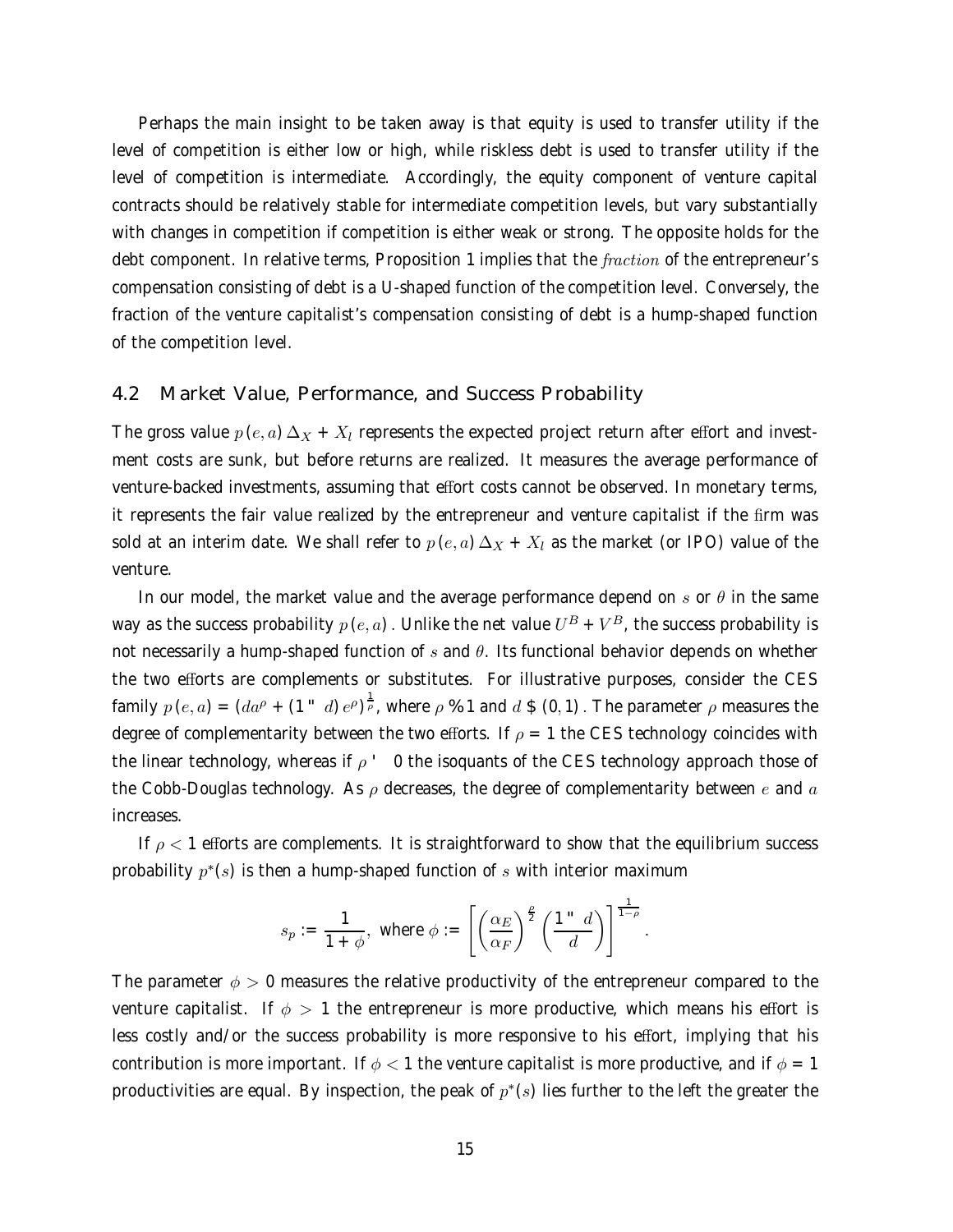Perhaps the main insight to be taken away is that equity is used to transfer utility if the level of competition is either low or high, while riskless debt is used to transfer utility if the level of competition is intermediate. Accordingly, the equity component of venture capital contracts should be relatively stable for intermediate competition levels, but vary substantially with changes in competition if competition is either weak or strong. The opposite holds for the debt component. In relative terms, Proposition 1 implies that the *fraction* of the entrepreneur's compensation consisting of debt is a U-shaped function of the competition level. Conversely, the fraction of the venture capitalist's compensation consisting of debt is a hump-shaped function of the competition level.

## 4.2 Market Value, Performance, and Success Probability

The gross value $p(e,a)\Delta_X + X_l$ represents the expected project return after effort and investment costs are sunk, but before returns are realized. It measures the average performance of venture-backed investments, assuming that effort costs cannot be observed. In monetary terms, it represents the fair value realized by the entrepreneur and venture capitalist if the firm was sold at an interim date. We shall refer to $p(e,a)\Delta_X + X_l$ as the market (or IPO) value of the venture.

In our model, the market value and the average performance depend on $s$ or $\theta$ in the same way as the success probability $p(e,a)$. Unlike the net value $U^B + V^B$, the success probability is not necessarily a hump-shaped function of $s$ and $\theta$. Its functional behavior depends on whether the two efforts are complements or substitutes. For illustrative purposes, consider the CES family $p(e,a) = (da^\rho + (1-d)e^\rho)^{\frac{1}{\rho}}$, where $\rho \leq 1$ and $d \in (0,1)$. The parameter $\rho$ measures the degree of complementarity between the two efforts. If $\rho = 1$ the CES technology coincides with the linear technology, whereas if $\rho \to 0$ the isoquants of the CES technology approach those of the Cobb-Douglas technology. As $\rho$ decreases, the degree of complementarity between $e$ and $a$ increases.

If $\rho < 1$ efforts are complements. It is straightforward to show that the equilibrium success probability $p^*(s)$ is then a hump-shaped function of $s$ with interior maximum

$$s_p := \frac{1}{1+\phi}, \text{ where } \phi := \left[\left(\frac{\alpha_E}{\alpha_F}\right)^{\frac{\rho}{2}}\left(\frac{1-d}{d}\right)\right]^{\frac{1}{1-\rho}}.$$

The parameter $\phi > 0$ measures the relative productivity of the entrepreneur compared to the venture capitalist. If $\phi > 1$ the entrepreneur is more productive, which means his effort is less costly and/or the success probability is more responsive to his effort, implying that his contribution is more important. If $\phi < 1$ the venture capitalist is more productive, and if $\phi = 1$ productivities are equal. By inspection, the peak of $p^*(s)$ lies further to the left the greater the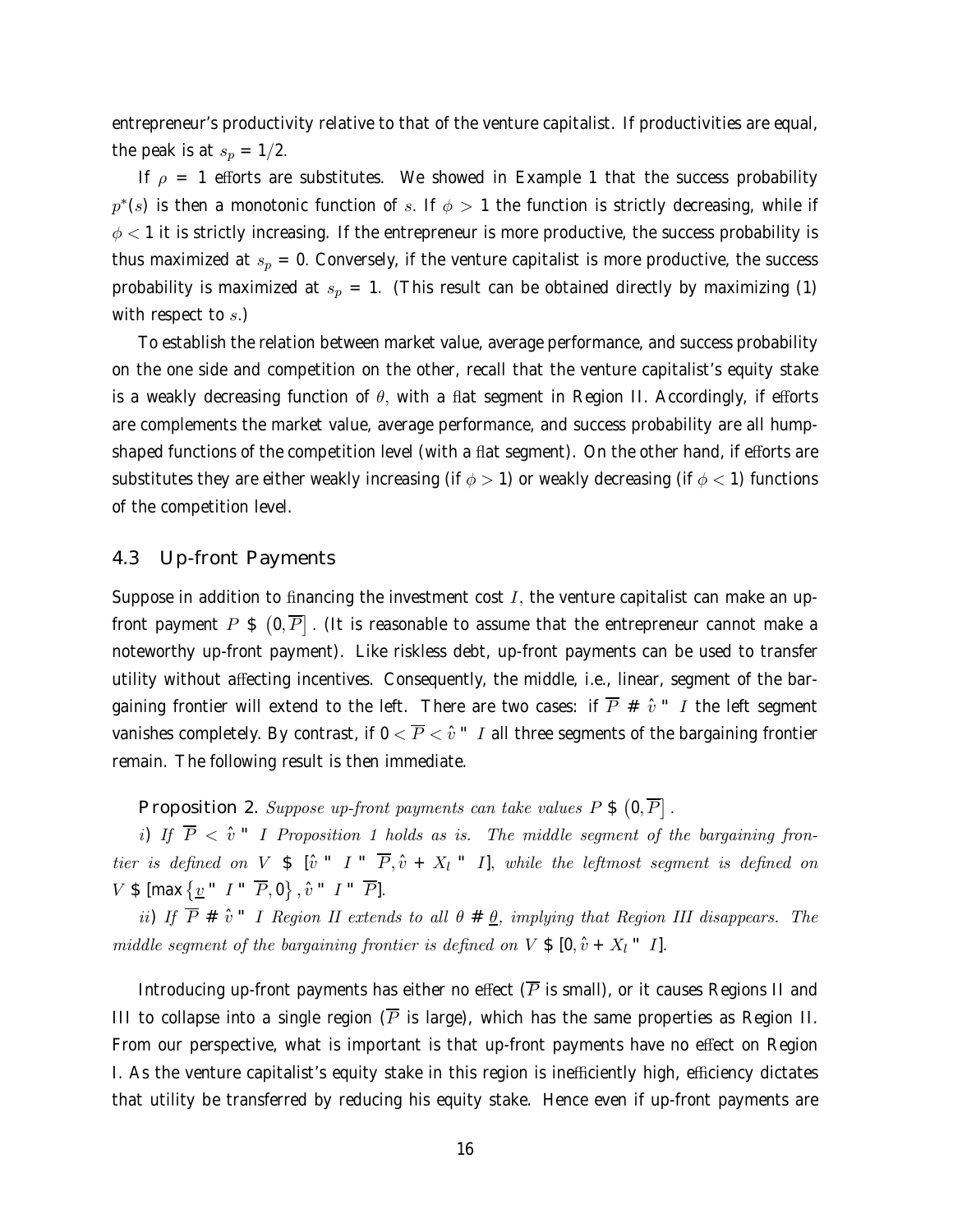entrepreneur's productivity relative to that of the venture capitalist. If productivities are equal, the peak is at $s_p = 1/2$.

If $\rho = 1$ efforts are substitutes. We showed in Example 1 that the success probability $p^*(s)$ is then a monotonic function of $s$. If $\phi > 1$ the function is strictly decreasing, while if $\phi < 1$ it is strictly increasing. If the entrepreneur is more productive, the success probability is thus maximized at $s_p = 0$. Conversely, if the venture capitalist is more productive, the success probability is maximized at $s_p = 1$. (This result can be obtained directly by maximizing (1) with respect to $s$.)

To establish the relation between market value, average performance, and success probability on the one side and competition on the other, recall that the venture capitalist's equity stake is a weakly decreasing function of $\theta$, with a flat segment in Region II. Accordingly, if efforts are complements the market value, average performance, and success probability are all hump-shaped functions of the competition level (with a flat segment). On the other hand, if efforts are substitutes they are either weakly increasing (if $\phi > 1$) or weakly decreasing (if $\phi < 1$) functions of the competition level.

## 4.3 Up-front Payments

Suppose in addition to financing the investment cost $I$, the venture capitalist can make an up-front payment $P \in (0, \overline{P}]$. (It is reasonable to assume that the entrepreneur cannot make a noteworthy up-front payment). Like riskless debt, up-front payments can be used to transfer utility without affecting incentives. Consequently, the middle, i.e., linear, segment of the bargaining frontier will extend to the left. There are two cases: if $\overline{P} \geq \hat{v} - I$ the left segment vanishes completely. By contrast, if $0 < \overline{P} < \hat{v} - I$ all three segments of the bargaining frontier remain. The following result is then immediate.

**Proposition 2.** *Suppose up-front payments can take values* $P \in (0, \overline{P}]$.

*i) If* $\overline{P} < \hat{v} - I$ *Proposition 1 holds as is. The middle segment of the bargaining frontier is defined on* $V \in [\hat{v} - I - \overline{P}, \hat{v} + X_l - I]$*, while the leftmost segment is defined on* $V \in [\max\{\underline{v} - I - \overline{P}, 0\}, \hat{v} - I - \overline{P}]$.

*ii) If* $\overline{P} \geq \hat{v} - I$ *Region II extends to all* $\theta \geq \underline{\theta}$*, implying that Region III disappears. The middle segment of the bargaining frontier is defined on* $V \in [0, \hat{v} + X_l - I]$.

Introducing up-front payments has either no effect ($\overline{P}$ is small), or it causes Regions II and III to collapse into a single region ($\overline{P}$ is large), which has the same properties as Region II. From our perspective, what is important is that up-front payments have no effect on Region I. As the venture capitalist's equity stake in this region is inefficiently high, efficiency dictates that utility be transferred by reducing his equity stake. Hence even if up-front payments are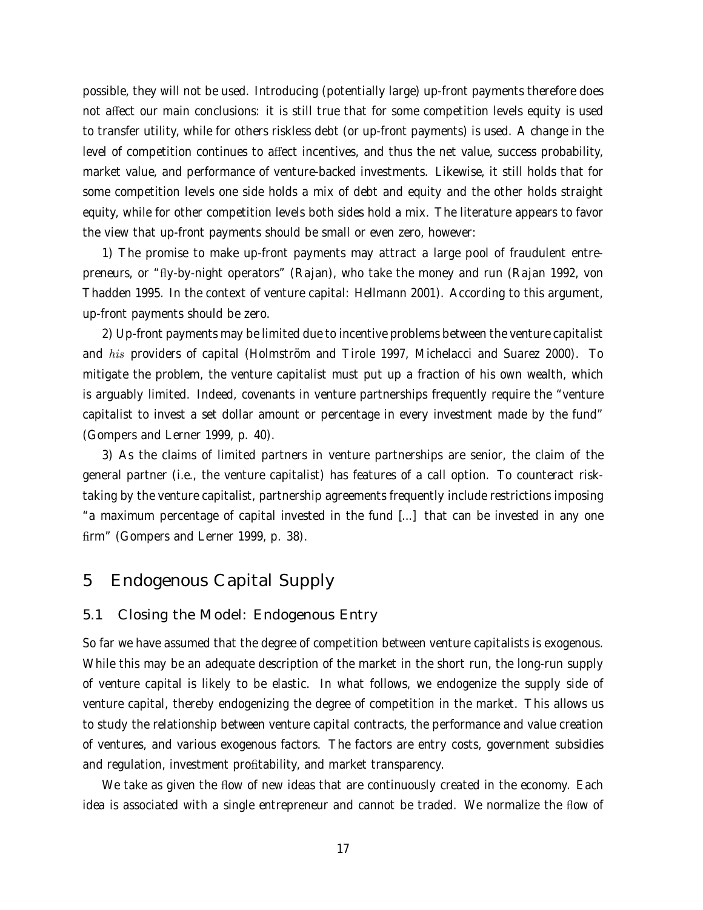possible, they will not be used. Introducing (potentially large) up-front payments therefore does not affect our main conclusions: it is still true that for some competition levels equity is used to transfer utility, while for others riskless debt (or up-front payments) is used. A change in the level of competition continues to affect incentives, and thus the net value, success probability, market value, and performance of venture-backed investments. Likewise, it still holds that for some competition levels one side holds a mix of debt and equity and the other holds straight equity, while for other competition levels both sides hold a mix. The literature appears to favor the view that up-front payments should be small or even zero, however:

1) The promise to make up-front payments may attract a large pool of fraudulent entrepreneurs, or "fly-by-night operators" (Rajan), who take the money and run (Rajan 1992, von Thadden 1995. In the context of venture capital: Hellmann 2001). According to this argument, up-front payments should be zero.

2) Up-front payments may be limited due to incentive problems between the venture capitalist and *his* providers of capital (Holmström and Tirole 1997, Michelacci and Suarez 2000). To mitigate the problem, the venture capitalist must put up a fraction of his own wealth, which is arguably limited. Indeed, covenants in venture partnerships frequently require the "venture capitalist to invest a set dollar amount or percentage in every investment made by the fund" (Gompers and Lerner 1999, p. 40).

3) As the claims of limited partners in venture partnerships are senior, the claim of the general partner (i.e., the venture capitalist) has features of a call option. To counteract risk-taking by the venture capitalist, partnership agreements frequently include restrictions imposing "a maximum percentage of capital invested in the fund [...] that can be invested in any one firm" (Gompers and Lerner 1999, p. 38).

## 5 Endogenous Capital Supply

### 5.1 Closing the Model: Endogenous Entry

So far we have assumed that the degree of competition between venture capitalists is exogenous. While this may be an adequate description of the market in the short run, the long-run supply of venture capital is likely to be elastic. In what follows, we endogenize the supply side of venture capital, thereby endogenizing the degree of competition in the market. This allows us to study the relationship between venture capital contracts, the performance and value creation of ventures, and various exogenous factors. The factors are entry costs, government subsidies and regulation, investment profitability, and market transparency.

We take as given the flow of new ideas that are continuously created in the economy. Each idea is associated with a single entrepreneur and cannot be traded. We normalize the flow of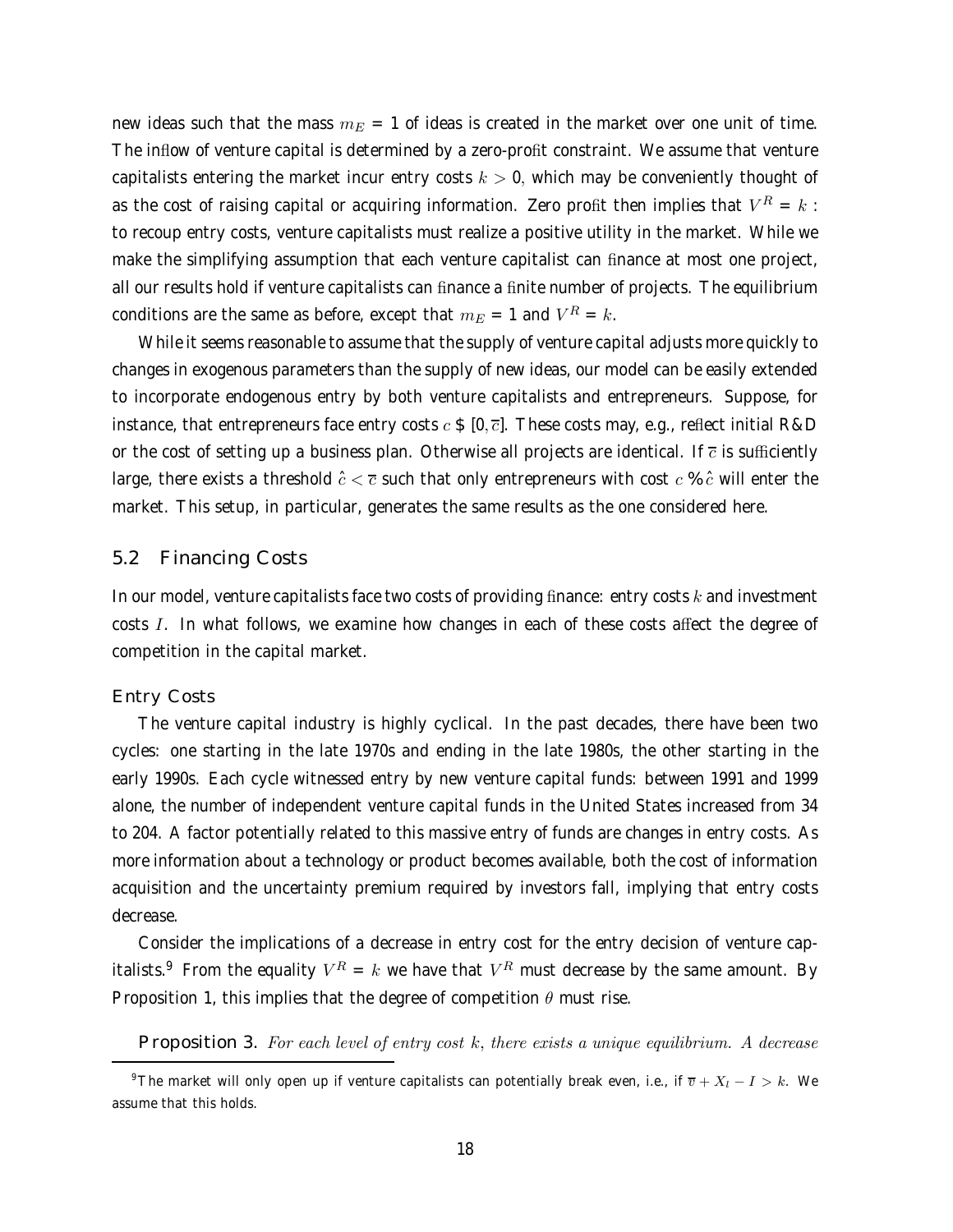new ideas such that the mass $m_E = 1$ of ideas is created in the market over one unit of time. The inflow of venture capital is determined by a zero-profit constraint. We assume that venture capitalists entering the market incur entry costs $k > 0$, which may be conveniently thought of as the cost of raising capital or acquiring information. Zero profit then implies that $V^R = k$ : to recoup entry costs, venture capitalists must realize a positive utility in the market. While we make the simplifying assumption that each venture capitalist can finance at most one project, all our results hold if venture capitalists can finance a finite number of projects. The equilibrium conditions are the same as before, except that $m_E = 1$ and $V^R = k$.

While it seems reasonable to assume that the supply of venture capital adjusts more quickly to changes in exogenous parameters than the supply of new ideas, our model can be easily extended to incorporate endogenous entry by both venture capitalists and entrepreneurs. Suppose, for instance, that entrepreneurs face entry costs $c \in [0, \overline{c}]$. These costs may, e.g., reflect initial R&D or the cost of setting up a business plan. Otherwise all projects are identical. If $\overline{c}$ is sufficiently large, there exists a threshold $\hat{c} < \overline{c}$ such that only entrepreneurs with cost $c \leq \hat{c}$ will enter the market. This setup, in particular, generates the same results as the one considered here.

## 5.2 Financing Costs

In our model, venture capitalists face two costs of providing finance: entry costs $k$ and investment costs $I$. In what follows, we examine how changes in each of these costs affect the degree of competition in the capital market.

### Entry Costs

The venture capital industry is highly cyclical. In the past decades, there have been two cycles: one starting in the late 1970s and ending in the late 1980s, the other starting in the early 1990s. Each cycle witnessed entry by new venture capital funds: between 1991 and 1999 alone, the number of independent venture capital funds in the United States increased from 34 to 204. A factor potentially related to this massive entry of funds are changes in entry costs. As more information about a technology or product becomes available, both the cost of information acquisition and the uncertainty premium required by investors fall, implying that entry costs decrease.

Consider the implications of a decrease in entry cost for the entry decision of venture capitalists.[9] From the equality $V^R = k$ we have that $V^R$ must decrease by the same amount. By Proposition 1, this implies that the degree of competition $\theta$ must rise.

**Proposition 3.** *For each level of entry cost $k$, there exists a unique equilibrium. A decrease*

[9] The market will only open up if venture capitalists can potentially break even, i.e., if $\overline{v} + X_l - I > k$. We assume that this holds.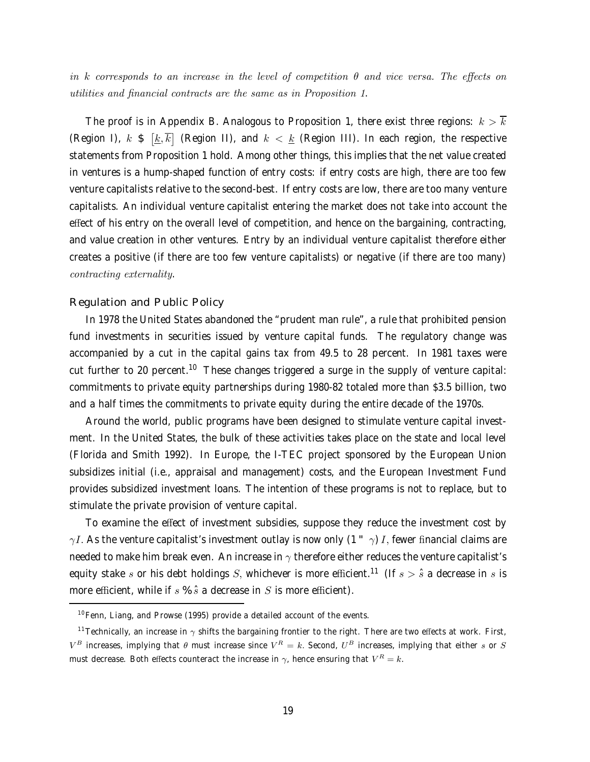*in $k$ corresponds to an increase in the level of competition $\theta$ and vice versa. The effects on utilities and financial contracts are the same as in Proposition 1.*

The proof is in Appendix B. Analogous to Proposition 1, there exist three regions: $k > \overline{k}$ (Region I), $k \in [\underline{k}, \overline{k}]$ (Region II), and $k < \underline{k}$ (Region III). In each region, the respective statements from Proposition 1 hold. Among other things, this implies that the net value created in ventures is a hump-shaped function of entry costs: if entry costs are high, there are too few venture capitalists relative to the second-best. If entry costs are low, there are too many venture capitalists. An individual venture capitalist entering the market does not take into account the effect of his entry on the overall level of competition, and hence on the bargaining, contracting, and value creation in other ventures. Entry by an individual venture capitalist therefore either creates a positive (if there are too few venture capitalists) or negative (if there are too many) *contracting externality*.

### Regulation and Public Policy

In 1978 the United States abandoned the "prudent man rule", a rule that prohibited pension fund investments in securities issued by venture capital funds. The regulatory change was accompanied by a cut in the capital gains tax from 49.5 to 28 percent. In 1981 taxes were cut further to 20 percent.[10] These changes triggered a surge in the supply of venture capital: commitments to private equity partnerships during 1980-82 totaled more than \$3.5 billion, two and a half times the commitments to private equity during the entire decade of the 1970s.

Around the world, public programs have been designed to stimulate venture capital investment. In the United States, the bulk of these activities takes place on the state and local level (Florida and Smith 1992). In Europe, the I-TEC project sponsored by the European Union subsidizes initial (i.e., appraisal and management) costs, and the European Investment Fund provides subsidized investment loans. The intention of these programs is not to replace, but to stimulate the private provision of venture capital.

To examine the effect of investment subsidies, suppose they reduce the investment cost by $\gamma I$. As the venture capitalist's investment outlay is now only $(1 - \gamma) I$, fewer financial claims are needed to make him break even. An increase in $\gamma$ therefore either reduces the venture capitalist's equity stake $s$ or his debt holdings $S$, whichever is more efficient.[11] (If $s > \hat{s}$ a decrease in $s$ is more efficient, while if $s \leq \hat{s}$ a decrease in $S$ is more efficient).

---

[10] Fenn, Liang, and Prowse (1995) provide a detailed account of the events.

[11] Technically, an increase in $\gamma$ shifts the bargaining frontier to the right. There are two effects at work. First, $V^B$ increases, implying that $\theta$ must increase since $V^R = k$. Second, $U^B$ increases, implying that either $s$ or $S$ must decrease. Both effects counteract the increase in $\gamma$, hence ensuring that $V^R = k$.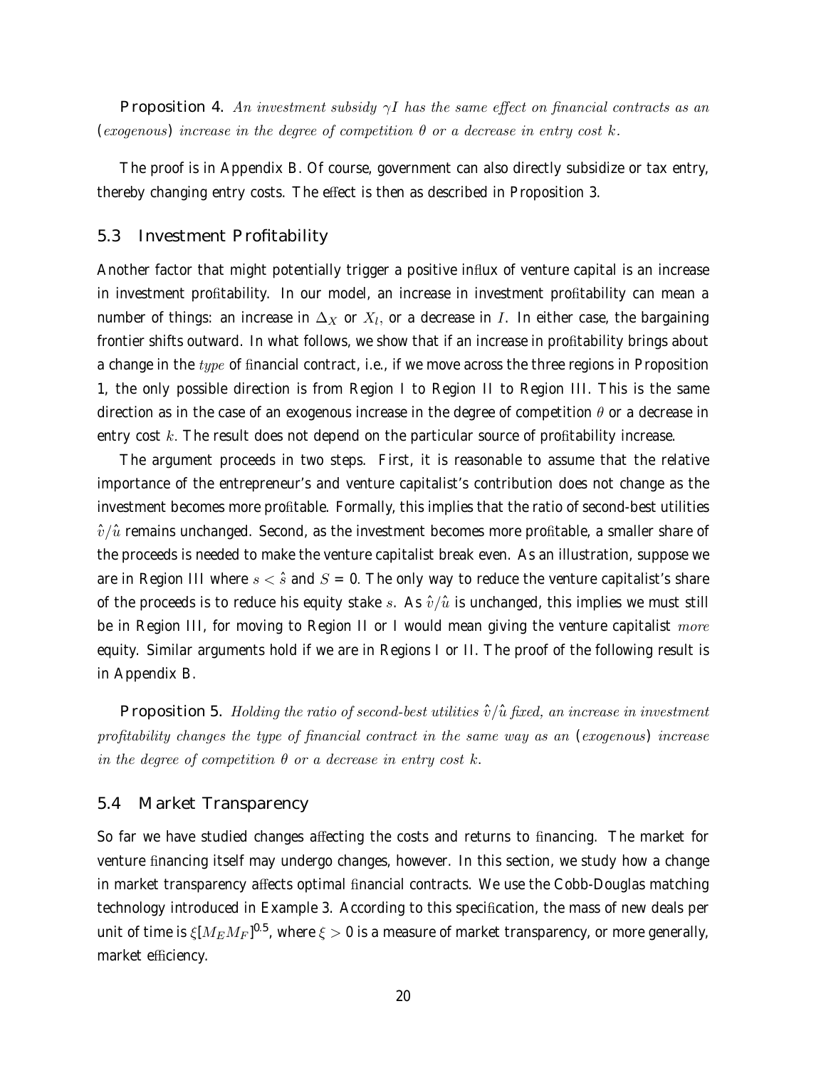**Proposition 4.** *An investment subsidy $\gamma I$ has the same effect on financial contracts as an (exogenous) increase in the degree of competition $\theta$ or a decrease in entry cost $k$.*

The proof is in Appendix B. Of course, government can also directly subsidize or tax entry, thereby changing entry costs. The effect is then as described in Proposition 3.

### 5.3 Investment Profitability

Another factor that might potentially trigger a positive influx of venture capital is an increase in investment profitability. In our model, an increase in investment profitability can mean a number of things: an increase in $\Delta_X$ or $X_l$, or a decrease in $I$. In either case, the bargaining frontier shifts outward. In what follows, we show that if an increase in profitability brings about a change in the *type* of financial contract, i.e., if we move across the three regions in Proposition 1, the only possible direction is from Region I to Region II to Region III. This is the same direction as in the case of an exogenous increase in the degree of competition $\theta$ or a decrease in entry cost $k$. The result does not depend on the particular source of profitability increase.

The argument proceeds in two steps. First, it is reasonable to assume that the relative importance of the entrepreneur's and venture capitalist's contribution does not change as the investment becomes more profitable. Formally, this implies that the ratio of second-best utilities $\hat{v}/\hat{u}$ remains unchanged. Second, as the investment becomes more profitable, a smaller share of the proceeds is needed to make the venture capitalist break even. As an illustration, suppose we are in Region III where $s < \hat{s}$ and $S = 0$. The only way to reduce the venture capitalist's share of the proceeds is to reduce his equity stake $s$. As $\hat{v}/\hat{u}$ is unchanged, this implies we must still be in Region III, for moving to Region II or I would mean giving the venture capitalist *more* equity. Similar arguments hold if we are in Regions I or II. The proof of the following result is in Appendix B.

**Proposition 5.** *Holding the ratio of second-best utilities $\hat{v}/\hat{u}$ fixed, an increase in investment profitability changes the type of financial contract in the same way as an (exogenous) increase in the degree of competition $\theta$ or a decrease in entry cost $k$.*

### 5.4 Market Transparency

So far we have studied changes affecting the costs and returns to financing. The market for venture financing itself may undergo changes, however. In this section, we study how a change in market transparency affects optimal financial contracts. We use the Cobb-Douglas matching technology introduced in Example 3. According to this specification, the mass of new deals per unit of time is $\xi[M_E M_F]^{0.5}$, where $\xi > 0$ is a measure of market transparency, or more generally, market efficiency.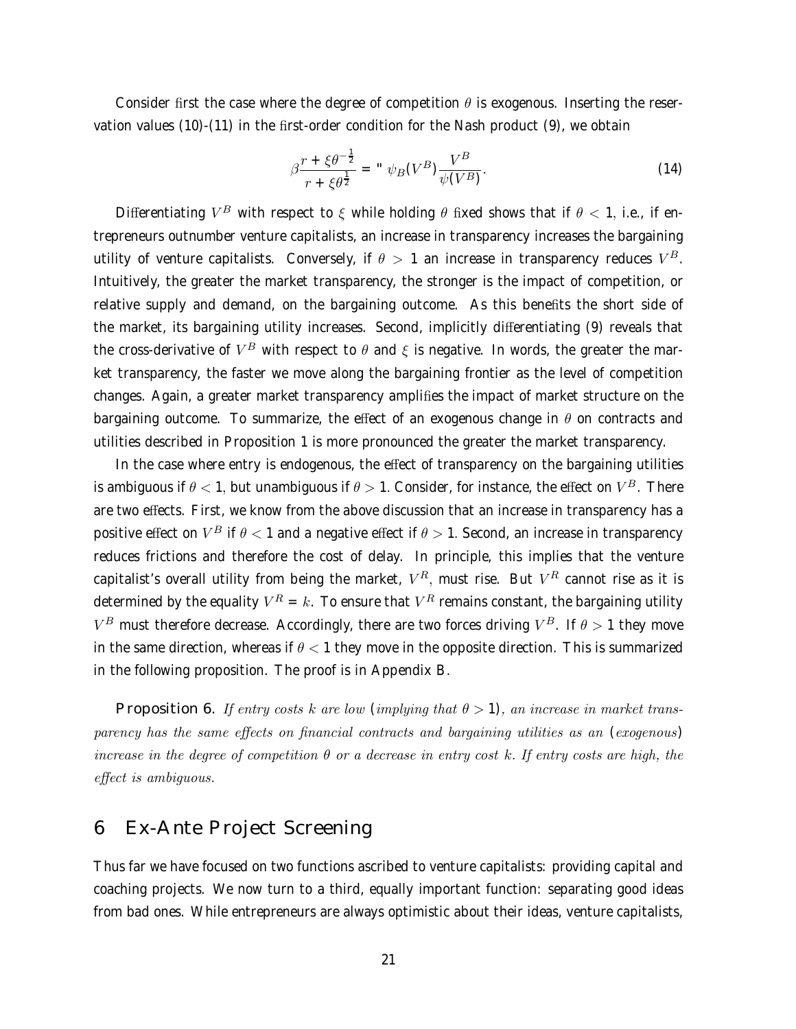Consider first the case where the degree of competition $\theta$ is exogenous. Inserting the reservation values (10)-(11) in the first-order condition for the Nash product (9), we obtain

$$\beta \frac{r + \xi\theta^{-\frac{1}{2}}}{r + \xi\theta^{\frac{1}{2}}} = -\psi_B(V^B)\frac{V^B}{\psi(V^B)}. \tag{14}$$

Differentiating $V^B$ with respect to $\xi$ while holding $\theta$ fixed shows that if $\theta < 1$, i.e., if entrepreneurs outnumber venture capitalists, an increase in transparency increases the bargaining utility of venture capitalists. Conversely, if $\theta > 1$ an increase in transparency reduces $V^B$. Intuitively, the greater the market transparency, the stronger is the impact of competition, or relative supply and demand, on the bargaining outcome. As this benefits the short side of the market, its bargaining utility increases. Second, implicitly differentiating (9) reveals that the cross-derivative of $V^B$ with respect to $\theta$ and $\xi$ is negative. In words, the greater the market transparency, the faster we move along the bargaining frontier as the level of competition changes. Again, a greater market transparency amplifies the impact of market structure on the bargaining outcome. To summarize, the effect of an exogenous change in $\theta$ on contracts and utilities described in Proposition 1 is more pronounced the greater the market transparency.

In the case where entry is endogenous, the effect of transparency on the bargaining utilities is ambiguous if $\theta < 1$, but unambiguous if $\theta > 1$. Consider, for instance, the effect on $V^B$. There are two effects. First, we know from the above discussion that an increase in transparency has a positive effect on $V^B$ if $\theta < 1$ and a negative effect if $\theta > 1$. Second, an increase in transparency reduces frictions and therefore the cost of delay. In principle, this implies that the venture capitalist's overall utility from being the market, $V^R$, must rise. But $V^R$ cannot rise as it is determined by the equality $V^R = k$. To ensure that $V^R$ remains constant, the bargaining utility $V^B$ must therefore decrease. Accordingly, there are two forces driving $V^B$. If $\theta > 1$ they move in the same direction, whereas if $\theta < 1$ they move in the opposite direction. This is summarized in the following proposition. The proof is in Appendix B.

**Proposition 6.** *If entry costs $k$ are low (implying that $\theta > 1$), an increase in market transparency has the same effects on financial contracts and bargaining utilities as an (exogenous) increase in the degree of competition $\theta$ or a decrease in entry cost $k$. If entry costs are high, the effect is ambiguous.*

# 6 Ex-Ante Project Screening

Thus far we have focused on two functions ascribed to venture capitalists: providing capital and coaching projects. We now turn to a third, equally important function: separating good ideas from bad ones. While entrepreneurs are always optimistic about their ideas, venture capitalists,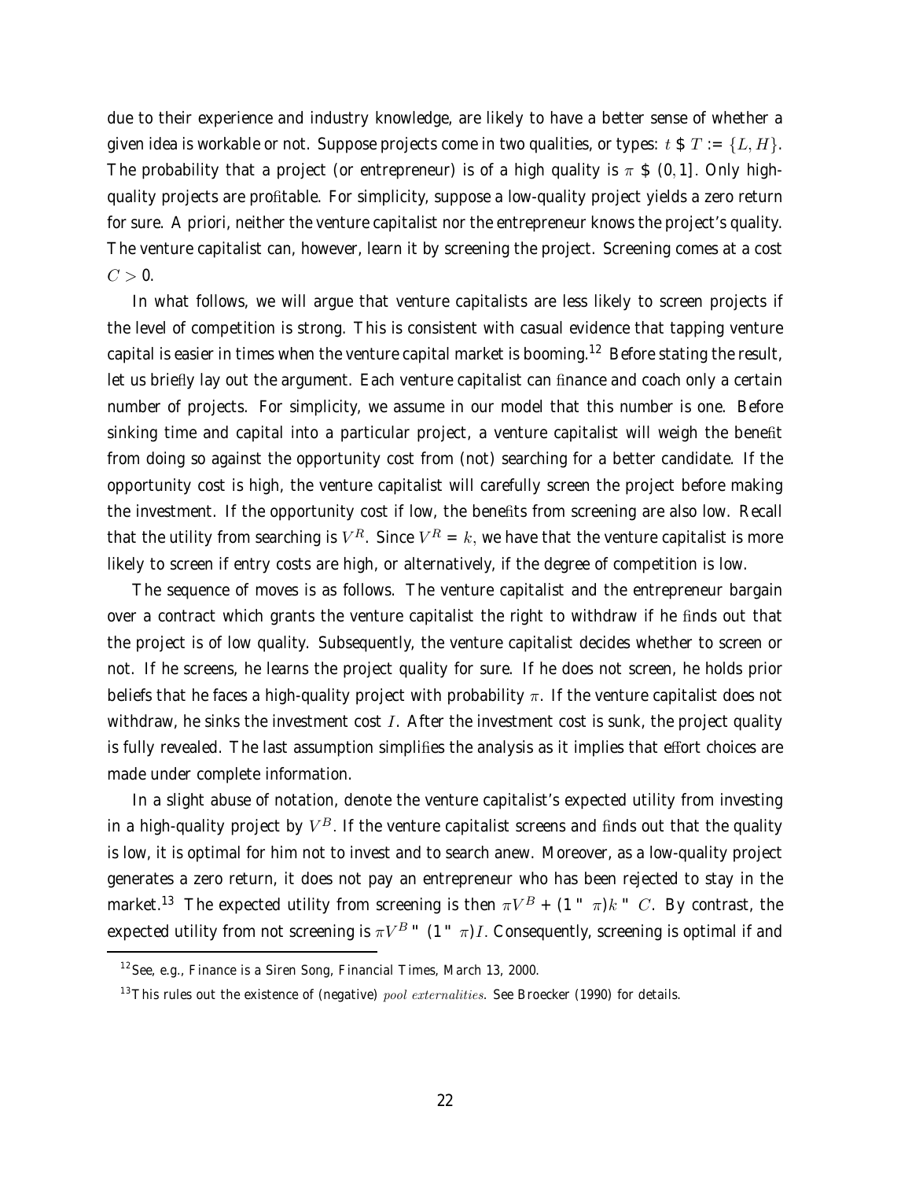due to their experience and industry knowledge, are likely to have a better sense of whether a given idea is workable or not. Suppose projects come in two qualities, or types: $t \in T := \{L, H\}$. The probability that a project (or entrepreneur) is of a high quality is $\pi \in (0, 1]$. Only high-quality projects are profitable. For simplicity, suppose a low-quality project yields a zero return for sure. A priori, neither the venture capitalist nor the entrepreneur knows the project's quality. The venture capitalist can, however, learn it by screening the project. Screening comes at a cost $C > 0$.

In what follows, we will argue that venture capitalists are less likely to screen projects if the level of competition is strong. This is consistent with casual evidence that tapping venture capital is easier in times when the venture capital market is booming.[12] Before stating the result, let us briefly lay out the argument. Each venture capitalist can finance and coach only a certain number of projects. For simplicity, we assume in our model that this number is one. Before sinking time and capital into a particular project, a venture capitalist will weigh the benefit from doing so against the opportunity cost from (not) searching for a better candidate. If the opportunity cost is high, the venture capitalist will carefully screen the project before making the investment. If the opportunity cost if low, the benefits from screening are also low. Recall that the utility from searching is $V^R$. Since $V^R = k$, we have that the venture capitalist is more likely to screen if entry costs are high, or alternatively, if the degree of competition is low.

The sequence of moves is as follows. The venture capitalist and the entrepreneur bargain over a contract which grants the venture capitalist the right to withdraw if he finds out that the project is of low quality. Subsequently, the venture capitalist decides whether to screen or not. If he screens, he learns the project quality for sure. If he does not screen, he holds prior beliefs that he faces a high-quality project with probability $\pi$. If the venture capitalist does not withdraw, he sinks the investment cost $I$. After the investment cost is sunk, the project quality is fully revealed. The last assumption simplifies the analysis as it implies that effort choices are made under complete information.

In a slight abuse of notation, denote the venture capitalist's expected utility from investing in a high-quality project by $V^B$. If the venture capitalist screens and finds out that the quality is low, it is optimal for him not to invest and to search anew. Moreover, as a low-quality project generates a zero return, it does not pay an entrepreneur who has been rejected to stay in the market.[13] The expected utility from screening is then $\pi V^B + (1 - \pi)k - C$. By contrast, the expected utility from not screening is $\pi V^B - (1 - \pi)I$. Consequently, screening is optimal if and

[12] See, e.g., Finance is a Siren Song, Financial Times, March 13, 2000.

[13] This rules out the existence of (negative) *pool externalities*. See Broecker (1990) for details.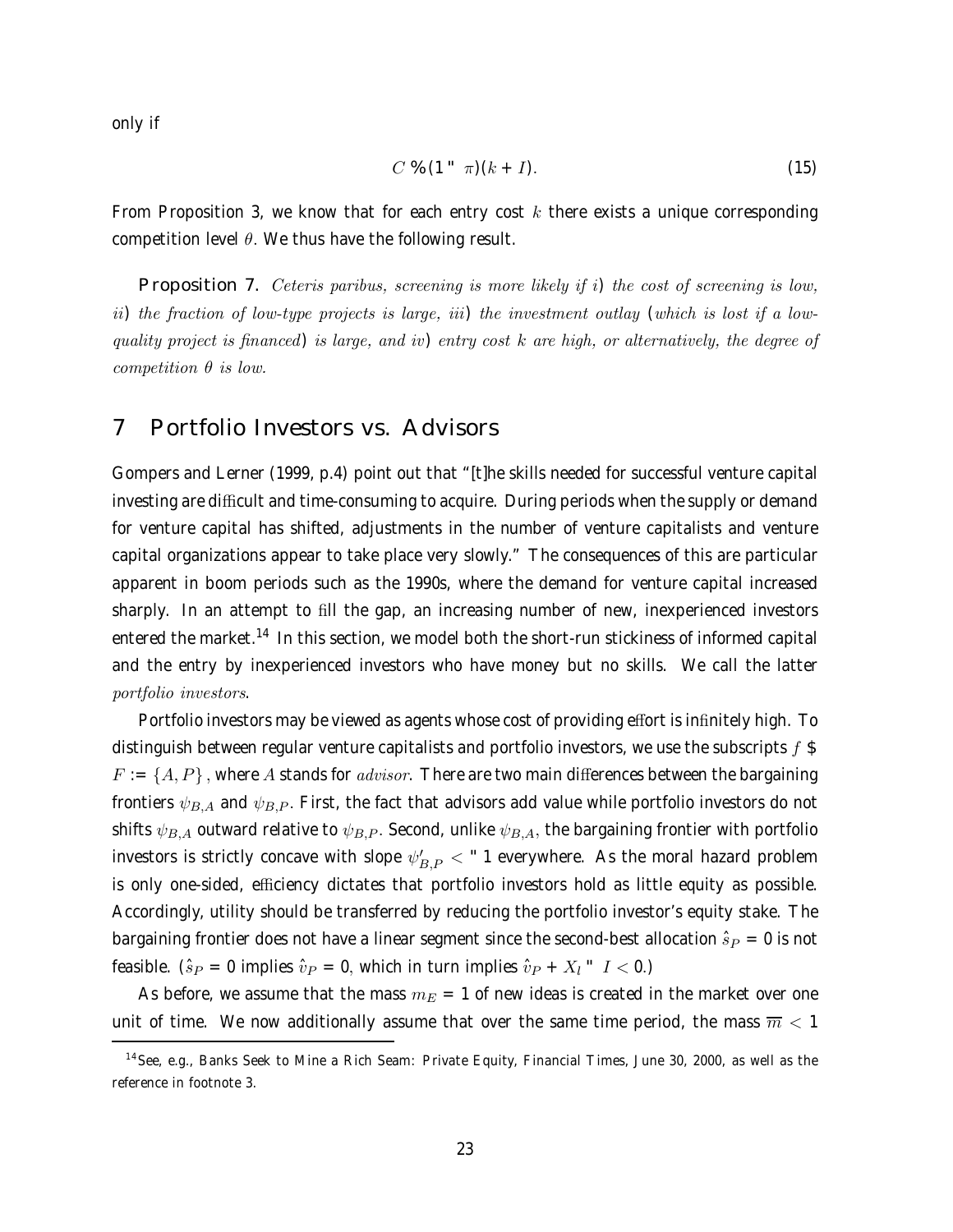only if

$$C \leq (1 - \pi)(k + I). \tag{15}$$

From Proposition 3, we know that for each entry cost $k$ there exists a unique corresponding competition level $\theta$. We thus have the following result.

**Proposition 7.** *Ceteris paribus, screening is more likely if i) the cost of screening is low, ii) the fraction of low-type projects is large, iii) the investment outlay (which is lost if a low-quality project is financed) is large, and iv) entry cost $k$ are high, or alternatively, the degree of competition $\theta$ is low.*

## 7 Portfolio Investors vs. Advisors

Gompers and Lerner (1999, p.4) point out that "[t]he skills needed for successful venture capital investing are difficult and time-consuming to acquire. During periods when the supply or demand for venture capital has shifted, adjustments in the number of venture capitalists and venture capital organizations appear to take place very slowly." The consequences of this are particular apparent in boom periods such as the 1990s, where the demand for venture capital increased sharply. In an attempt to fill the gap, an increasing number of new, inexperienced investors entered the market.[14] In this section, we model both the short-run stickiness of informed capital and the entry by inexperienced investors who have money but no skills. We call the latter *portfolio investors*.

Portfolio investors may be viewed as agents whose cost of providing effort is infinitely high. To distinguish between regular venture capitalists and portfolio investors, we use the subscripts $f \in F := \{A, P\}$, where $A$ stands for *advisor*. There are two main differences between the bargaining frontiers $\psi_{B,A}$ and $\psi_{B,P}$. First, the fact that advisors add value while portfolio investors do not shifts $\psi_{B,A}$ outward relative to $\psi_{B,P}$. Second, unlike $\psi_{B,A}$, the bargaining frontier with portfolio investors is strictly concave with slope $\psi'_{B,P} < -1$ everywhere. As the moral hazard problem is only one-sided, efficiency dictates that portfolio investors hold as little equity as possible. Accordingly, utility should be transferred by reducing the portfolio investor's equity stake. The bargaining frontier does not have a linear segment since the second-best allocation $\hat{s}_P = 0$ is not feasible. ($\hat{s}_P = 0$ implies $\hat{v}_P = 0$, which in turn implies $\hat{v}_P + X_l - I < 0$.)

As before, we assume that the mass $m_E = 1$ of new ideas is created in the market over one unit of time. We now additionally assume that over the same time period, the mass $\overline{m} < 1$

[14] See, e.g., Banks Seek to Mine a Rich Seam: Private Equity, Financial Times, June 30, 2000, as well as the reference in footnote 3.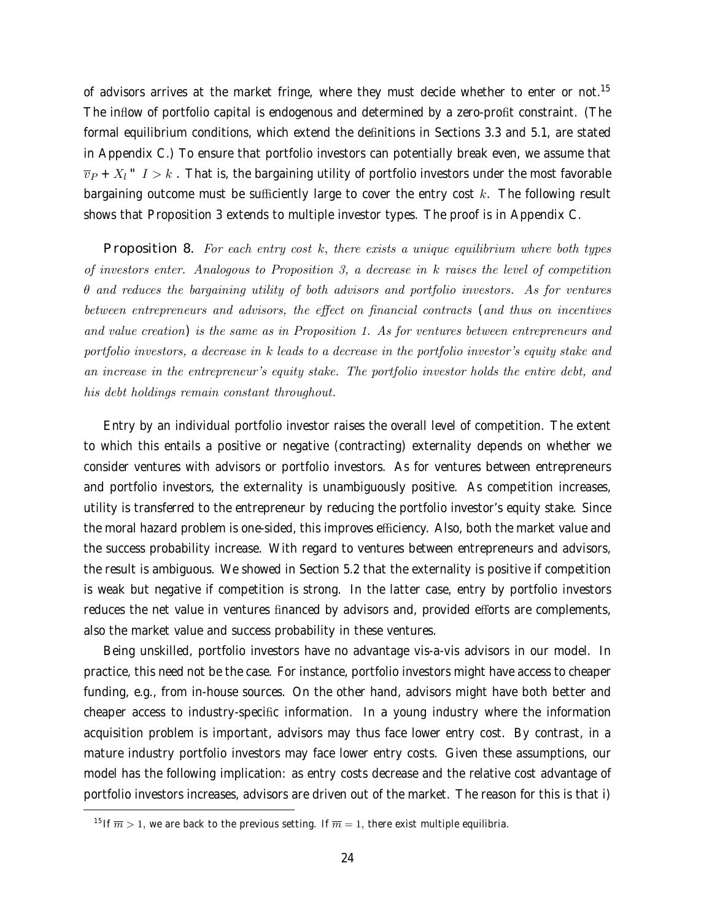of advisors arrives at the market fringe, where they must decide whether to enter or not.[15] The inflow of portfolio capital is endogenous and determined by a zero-profit constraint. (The formal equilibrium conditions, which extend the definitions in Sections 3.3 and 5.1, are stated in Appendix C.) To ensure that portfolio investors can potentially break even, we assume that $\overline{v}_P + X_l - I > k$. That is, the bargaining utility of portfolio investors under the most favorable bargaining outcome must be sufficiently large to cover the entry cost $k$. The following result shows that Proposition 3 extends to multiple investor types. The proof is in Appendix C.

**Proposition 8.** *For each entry cost $k$, there exists a unique equilibrium where both types of investors enter. Analogous to Proposition 3, a decrease in $k$ raises the level of competition $\theta$ and reduces the bargaining utility of both advisors and portfolio investors. As for ventures between entrepreneurs and advisors, the effect on financial contracts (and thus on incentives and value creation) is the same as in Proposition 1. As for ventures between entrepreneurs and portfolio investors, a decrease in $k$ leads to a decrease in the portfolio investor's equity stake and an increase in the entrepreneur's equity stake. The portfolio investor holds the entire debt, and his debt holdings remain constant throughout.*

Entry by an individual portfolio investor raises the overall level of competition. The extent to which this entails a positive or negative (contracting) externality depends on whether we consider ventures with advisors or portfolio investors. As for ventures between entrepreneurs and portfolio investors, the externality is unambiguously positive. As competition increases, utility is transferred to the entrepreneur by reducing the portfolio investor's equity stake. Since the moral hazard problem is one-sided, this improves efficiency. Also, both the market value and the success probability increase. With regard to ventures between entrepreneurs and advisors, the result is ambiguous. We showed in Section 5.2 that the externality is positive if competition is weak but negative if competition is strong. In the latter case, entry by portfolio investors reduces the net value in ventures financed by advisors and, provided efforts are complements, also the market value and success probability in these ventures.

Being unskilled, portfolio investors have no advantage vis-a-vis advisors in our model. In practice, this need not be the case. For instance, portfolio investors might have access to cheaper funding, e.g., from in-house sources. On the other hand, advisors might have both better and cheaper access to industry-specific information. In a young industry where the information acquisition problem is important, advisors may thus face lower entry cost. By contrast, in a mature industry portfolio investors may face lower entry costs. Given these assumptions, our model has the following implication: as entry costs decrease and the relative cost advantage of portfolio investors increases, advisors are driven out of the market. The reason for this is that i)

[15] If $\overline{m} > 1$, we are back to the previous setting. If $\overline{m} = 1$, there exist multiple equilibria.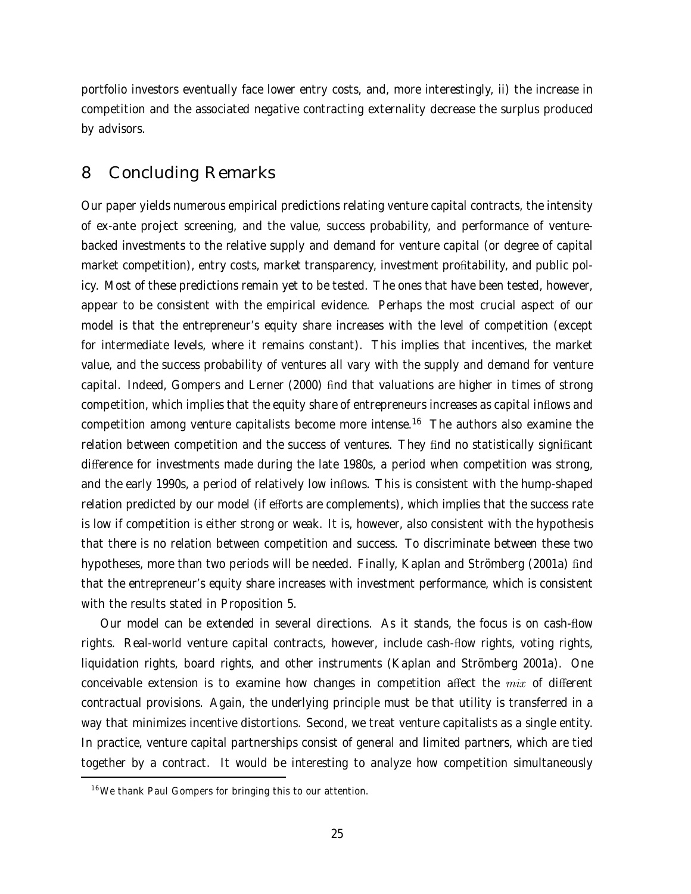portfolio investors eventually face lower entry costs, and, more interestingly, ii) the increase in competition and the associated negative contracting externality decrease the surplus produced by advisors.

## 8 Concluding Remarks

Our paper yields numerous empirical predictions relating venture capital contracts, the intensity of ex-ante project screening, and the value, success probability, and performance of venture-backed investments to the relative supply and demand for venture capital (or degree of capital market competition), entry costs, market transparency, investment profitability, and public policy. Most of these predictions remain yet to be tested. The ones that have been tested, however, appear to be consistent with the empirical evidence. Perhaps the most crucial aspect of our model is that the entrepreneur's equity share increases with the level of competition (except for intermediate levels, where it remains constant). This implies that incentives, the market value, and the success probability of ventures all vary with the supply and demand for venture capital. Indeed, Gompers and Lerner (2000) find that valuations are higher in times of strong competition, which implies that the equity share of entrepreneurs increases as capital inflows and competition among venture capitalists become more intense.[16] The authors also examine the relation between competition and the success of ventures. They find no statistically significant difference for investments made during the late 1980s, a period when competition was strong, and the early 1990s, a period of relatively low inflows. This is consistent with the hump-shaped relation predicted by our model (if efforts are complements), which implies that the success rate is low if competition is either strong or weak. It is, however, also consistent with the hypothesis that there is no relation between competition and success. To discriminate between these two hypotheses, more than two periods will be needed. Finally, Kaplan and Strömberg (2001a) find that the entrepreneur's equity share increases with investment performance, which is consistent with the results stated in Proposition 5.

Our model can be extended in several directions. As it stands, the focus is on cash-flow rights. Real-world venture capital contracts, however, include cash-flow rights, voting rights, liquidation rights, board rights, and other instruments (Kaplan and Strömberg 2001a). One conceivable extension is to examine how changes in competition affect the *mix* of different contractual provisions. Again, the underlying principle must be that utility is transferred in a way that minimizes incentive distortions. Second, we treat venture capitalists as a single entity. In practice, venture capital partnerships consist of general and limited partners, which are tied together by a contract. It would be interesting to analyze how competition simultaneously

[16] We thank Paul Gompers for bringing this to our attention.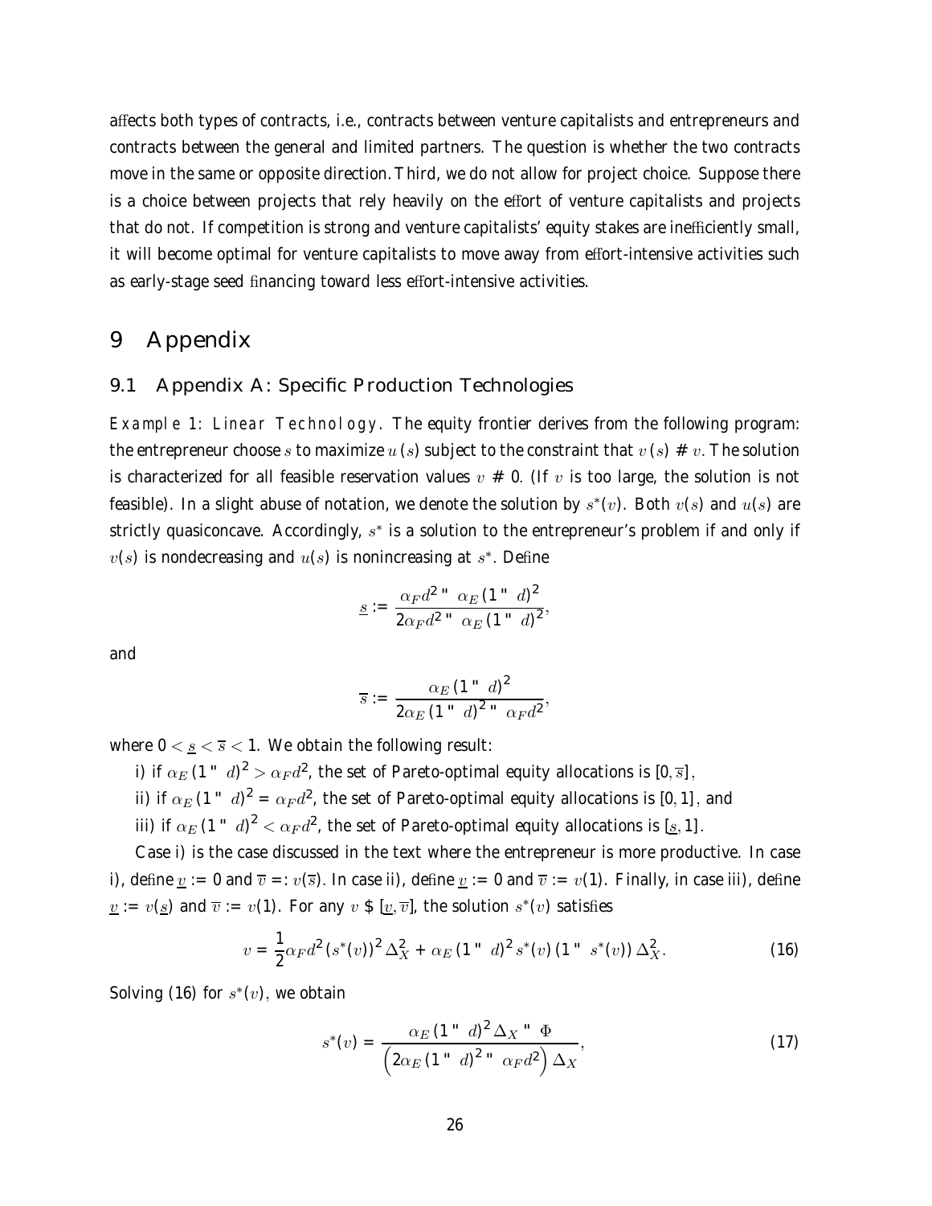affects both types of contracts, i.e., contracts between venture capitalists and entrepreneurs and contracts between the general and limited partners. The question is whether the two contracts move in the same or opposite direction. Third, we do not allow for project choice. Suppose there is a choice between projects that rely heavily on the effort of venture capitalists and projects that do not. If competition is strong and venture capitalists' equity stakes are inefficiently small, it will become optimal for venture capitalists to move away from effort-intensive activities such as early-stage seed financing toward less effort-intensive activities.

# 9 Appendix

## 9.1 Appendix A: Specific Production Technologies

*Example 1: Linear Technology*. The equity frontier derives from the following program: the entrepreneur choose $s$ to maximize $u(s)$ subject to the constraint that $v(s) \geq v$. The solution is characterized for all feasible reservation values $v \geq 0$. (If $v$ is too large, the solution is not feasible). In a slight abuse of notation, we denote the solution by $s^*(v)$. Both $v(s)$ and $u(s)$ are strictly quasiconcave. Accordingly, $s^*$ is a solution to the entrepreneur's problem if and only if $v(s)$ is nondecreasing and $u(s)$ is nonincreasing at $s^*$. Define

$$\underline{s} := \frac{\alpha_F d^2 - \alpha_E (1-d)^2}{2\alpha_F d^2 - \alpha_E (1-d)^2},$$

and

$$\overline{s} := \frac{\alpha_E (1-d)^2}{2\alpha_E (1-d)^2 - \alpha_F d^2},$$

where $0 < \underline{s} < \overline{s} < 1$. We obtain the following result:

i) if $\alpha_E (1-d)^2 > \alpha_F d^2$, the set of Pareto-optimal equity allocations is $[0, \overline{s}]$,

ii) if $\alpha_E (1-d)^2 = \alpha_F d^2$, the set of Pareto-optimal equity allocations is $[0, 1]$, and

iii) if $\alpha_E (1-d)^2 < \alpha_F d^2$, the set of Pareto-optimal equity allocations is $[\underline{s}, 1]$.

Case i) is the case discussed in the text where the entrepreneur is more productive. In case i), define $\underline{v} := 0$ and $\overline{v} =: v(\overline{s})$. In case ii), define $\underline{v} := 0$ and $\overline{v} := v(1)$. Finally, in case iii), define $\underline{v} := v(\underline{s})$ and $\overline{v} := v(1)$. For any $v \in [\underline{v}, \overline{v}]$, the solution $s^*(v)$ satisfies

$$v = \frac{1}{2}\alpha_F d^2 (s^*(v))^2 \Delta_X^2 + \alpha_E (1-d)^2 s^*(v) (1 - s^*(v)) \Delta_X^2. \tag{16}$$

Solving (16) for $s^*(v)$, we obtain

$$s^*(v) = \frac{\alpha_E (1-d)^2 \Delta_X - \Phi}{\left(2\alpha_E (1-d)^2 - \alpha_F d^2\right) \Delta_X}, \tag{17}$$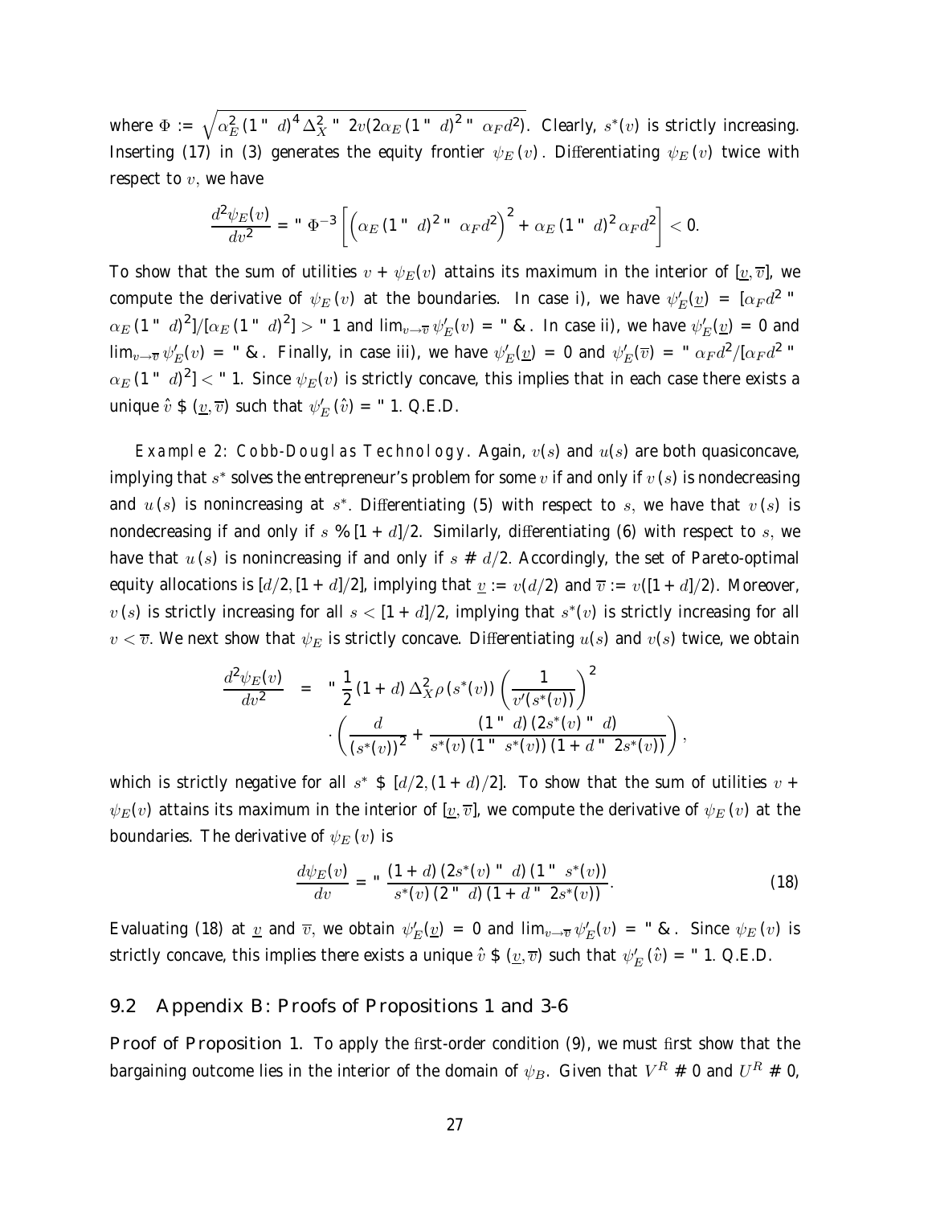where $\Phi := \sqrt{\alpha_E^2 (1-d)^4 \Delta_X^2 - 2v(2\alpha_E (1-d)^2 - \alpha_F d^2)}$. Clearly, $s^*(v)$ is strictly increasing. Inserting (17) in (3) generates the equity frontier $\psi_E(v)$. Differentiating $\psi_E(v)$ twice with respect to $v$, we have

$$\frac{d^2\psi_E(v)}{dv^2} = -\Phi^{-3}\left[\left(\alpha_E (1-d)^2 - \alpha_F d^2\right)^2 + \alpha_E (1-d)^2 \alpha_F d^2\right] < 0.$$

To show that the sum of utilities $v + \psi_E(v)$ attains its maximum in the interior of $[\underline{v}, \overline{v}]$, we compute the derivative of $\psi_E(v)$ at the boundaries. In case i), we have $\psi_E'(\underline{v}) = [\alpha_F d^2 - \alpha_E (1-d)^2]/[\alpha_E (1-d)^2] > -1$ and $\lim_{v \to \overline{v}} \psi_E'(v) = -\infty$. In case ii), we have $\psi_E'(\underline{v}) = 0$ and $\lim_{v \to \overline{v}} \psi_E'(v) = -\infty$. Finally, in case iii), we have $\psi_E'(\underline{v}) = 0$ and $\psi_E'(\overline{v}) = -\alpha_F d^2/[\alpha_F d^2 - \alpha_E (1-d)^2] < -1$. Since $\psi_E(v)$ is strictly concave, this implies that in each case there exists a unique $\hat{v} \in (\underline{v}, \overline{v})$ such that $\psi_E'(\hat{v}) = -1$. Q.E.D.

*Example 2: Cobb-Douglas Technology*. Again, $v(s)$ and $u(s)$ are both quasiconcave, implying that $s^*$ solves the entrepreneur's problem for some $v$ if and only if $v(s)$ is nondecreasing and $u(s)$ is nonincreasing at $s^*$. Differentiating (5) with respect to $s$, we have that $v(s)$ is nondecreasing if and only if $s \leq [1+d]/2$. Similarly, differentiating (6) with respect to $s$, we have that $u(s)$ is nonincreasing if and only if $s \geq d/2$. Accordingly, the set of Pareto-optimal equity allocations is $[d/2, [1+d]/2]$, implying that $\underline{v} := v(d/2)$ and $\overline{v} := v([1+d]/2)$. Moreover, $v(s)$ is strictly increasing for all $s < [1+d]/2$, implying that $s^*(v)$ is strictly increasing for all $v < \overline{v}$. We next show that $\psi_E$ is strictly concave. Differentiating $u(s)$ and $v(s)$ twice, we obtain

$$\begin{aligned}
\frac{d^2\psi_E(v)}{dv^2} &= -\frac{1}{2}(1+d)\,\Delta_X^2 \rho\,(s^*(v))\left(\frac{1}{v'(s^*(v))}\right)^2 \\
&\quad \cdot \left(\frac{d}{(s^*(v))^2} + \frac{(1-d)\,(2s^*(v)-d)}{s^*(v)\,(1-s^*(v))\,(1+d-2s^*(v))}\right),
\end{aligned}$$

which is strictly negative for all $s^* \in [d/2, (1+d)/2]$. To show that the sum of utilities $v + \psi_E(v)$ attains its maximum in the interior of $[\underline{v}, \overline{v}]$, we compute the derivative of $\psi_E(v)$ at the boundaries. The derivative of $\psi_E(v)$ is

$$\frac{d\psi_E(v)}{dv} = -\frac{(1+d)\,(2s^*(v)-d)\,(1-s^*(v))}{s^*(v)\,(2-d)\,(1+d-2s^*(v))}. \tag{18}$$

Evaluating (18) at $\underline{v}$ and $\overline{v}$, we obtain $\psi_E'(\underline{v}) = 0$ and $\lim_{v \to \overline{v}} \psi_E'(v) = -\infty$. Since $\psi_E(v)$ is strictly concave, this implies there exists a unique $\hat{v} \in (\underline{v}, \overline{v})$ such that $\psi_E'(\hat{v}) = -1$. Q.E.D.

## 9.2 Appendix B: Proofs of Propositions 1 and 3-6

**Proof of Proposition 1.** To apply the first-order condition (9), we must first show that the bargaining outcome lies in the interior of the domain of $\psi_B$. Given that $V^R \geq 0$ and $U^R \geq 0$,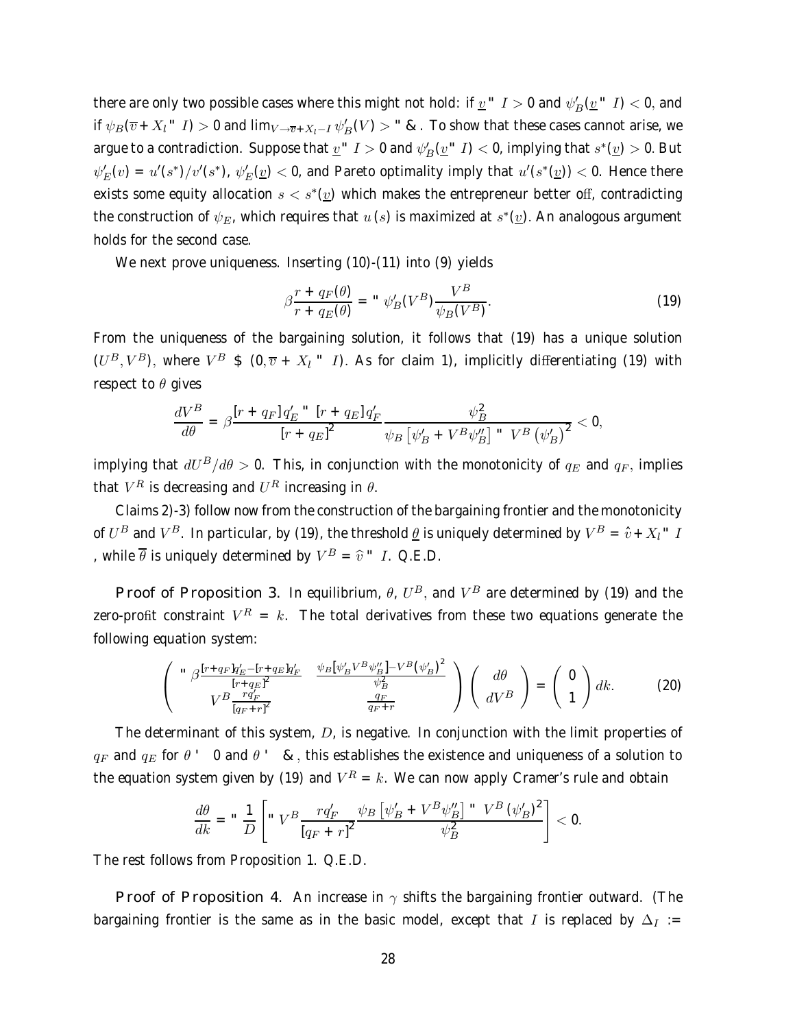there are only two possible cases where this might not hold: if $\underline{v} - I > 0$ and $\psi_B'(\underline{v} - I) < 0$, and if $\psi_B(\overline{v} + X_l - I) > 0$ and $\lim_{V \to \overline{v}+X_l-I} \psi_B'(V) > -\infty$. To show that these cases cannot arise, we argue to a contradiction. Suppose that $\underline{v} - I > 0$ and $\psi_B'(\underline{v} - I) < 0$, implying that $s^*(\underline{v}) > 0$. But $\psi_E'(v) = u'(s^*)/v'(s^*)$, $\psi_E'(\underline{v}) < 0$, and Pareto optimality imply that $u'(s^*(\underline{v})) < 0$. Hence there exists some equity allocation $s < s^*(\underline{v})$ which makes the entrepreneur better off, contradicting the construction of $\psi_E$, which requires that $u(s)$ is maximized at $s^*(\underline{v})$. An analogous argument holds for the second case.

We next prove uniqueness. Inserting (10)-(11) into (9) yields

$$\beta \frac{r + q_F(\theta)}{r + q_E(\theta)} = -\psi_B'(V^B) \frac{V^B}{\psi_B(V^B)}. \tag{19}$$

From the uniqueness of the bargaining solution, it follows that (19) has a unique solution $(U^B, V^B)$, where $V^B \in (0, \overline{v} + X_l - I)$. As for claim 1), implicitly differentiating (19) with respect to $\theta$ gives

$$\frac{dV^B}{d\theta} = \beta \frac{[r + q_F] q_E' - [r + q_E] q_F'}{[r + q_E]^2} \frac{\psi_B^2}{\psi_B \left[\psi_B' + V^B \psi_B''\right] - V^B \left(\psi_B'\right)^2} < 0,$$

implying that $dU^B/d\theta > 0$. This, in conjunction with the monotonicity of $q_E$ and $q_F$, implies that $V^R$ is decreasing and $U^R$ increasing in $\theta$.

Claims 2)-3) follow now from the construction of the bargaining frontier and the monotonicity of $U^B$ and $V^B$. In particular, by (19), the threshold $\underline{\theta}$ is uniquely determined by $V^B = \hat{v} + X_l - I$, while $\overline{\theta}$ is uniquely determined by $V^B = \widehat{v} - I$. Q.E.D.

**Proof of Proposition 3.** In equilibrium, $\theta$, $U^B$, and $V^B$ are determined by (19) and the zero-profit constraint $V^R = k$. The total derivatives from these two equations generate the following equation system:

$$\begin{pmatrix} -\beta \frac{[r+q_F]q_E' - [r+q_E]q_F'}{[r+q_E]^2} & \frac{\psi_B[\psi_B' V^B \psi_B''] - V^B (\psi_B')^2}{\psi_B^2} \\ V^B \frac{r q_F'}{[q_F + r]^2} & \frac{q_F}{q_F + r} \end{pmatrix} \begin{pmatrix} d\theta \\ dV^B \end{pmatrix} = \begin{pmatrix} 0 \\ 1 \end{pmatrix} dk. \tag{20}$$

The determinant of this system, $D$, is negative. In conjunction with the limit properties of $q_F$ and $q_E$ for $\theta \to 0$ and $\theta \to \infty$, this establishes the existence and uniqueness of a solution to the equation system given by (19) and $V^R = k$. We can now apply Cramer's rule and obtain

$$\frac{d\theta}{dk} = -\frac{1}{D} \left[ -V^B \frac{r q_F'}{[q_F + r]^2} \frac{\psi_B \left[\psi_B' + V^B \psi_B''\right] - V^B \left(\psi_B'\right)^2}{\psi_B^2} \right] < 0.$$

The rest follows from Proposition 1. Q.E.D.

**Proof of Proposition 4.** An increase in $\gamma$ shifts the bargaining frontier outward. (The bargaining frontier is the same as in the basic model, except that $I$ is replaced by $\Delta_I :=$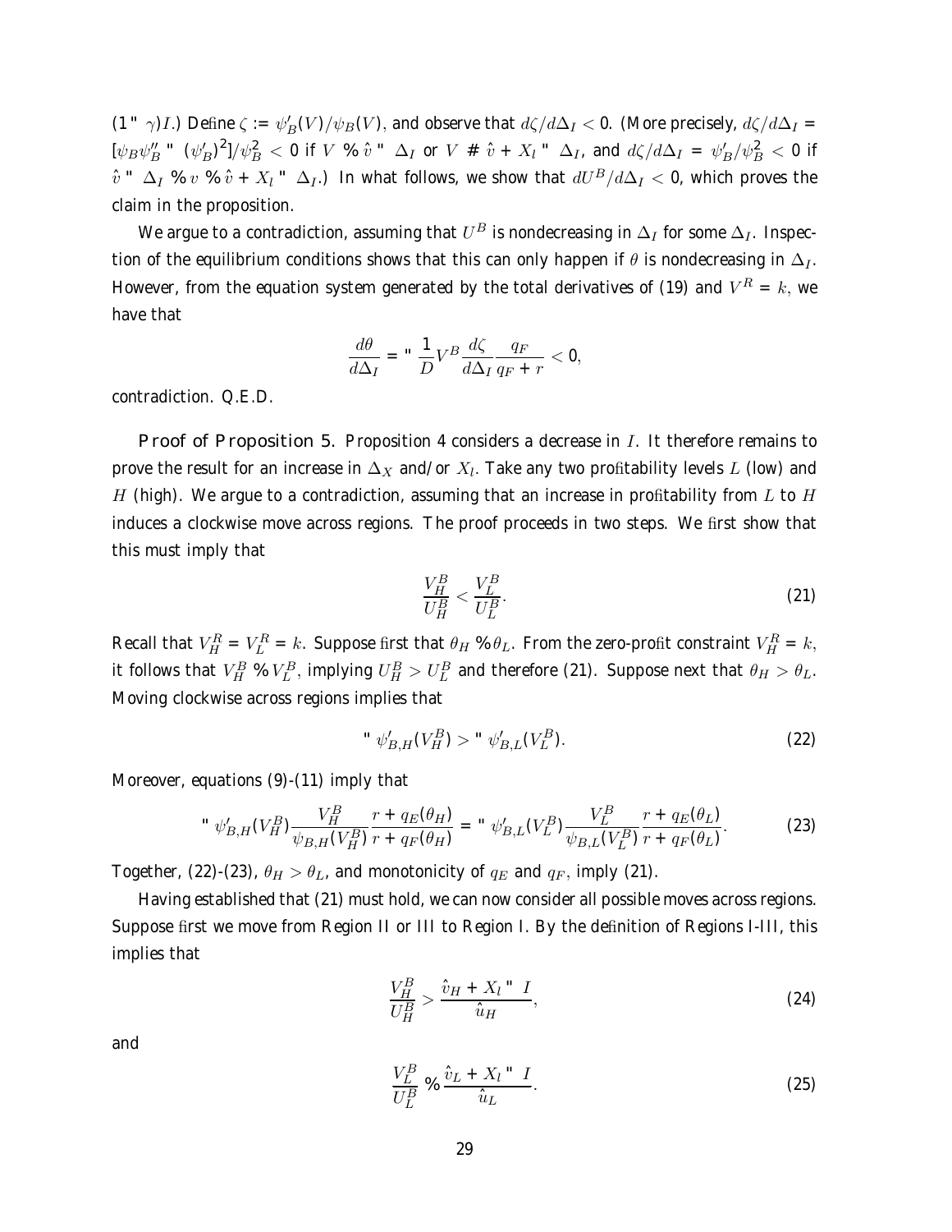$(1-\gamma)I$.) Define $\zeta := \psi_B'(V)/\psi_B(V)$, and observe that $d\zeta/d\Delta_I < 0$. (More precisely, $d\zeta/d\Delta_I = [\psi_B\psi_B'' - (\psi_B')^2]/\psi_B^2 < 0$ if $V \leq \hat{v} - \Delta_I$ or $V \geq \hat{v} + X_l - \Delta_I$, and $d\zeta/d\Delta_I = \psi_B'/\psi_B^2 < 0$ if $\hat{v} - \Delta_I \leq v \leq \hat{v} + X_l - \Delta_I$.) In what follows, we show that $dU^B/d\Delta_I < 0$, which proves the claim in the proposition.

We argue to a contradiction, assuming that $U^B$ is nondecreasing in $\Delta_I$ for some $\Delta_I$. Inspection of the equilibrium conditions shows that this can only happen if $\theta$ is nondecreasing in $\Delta_I$. However, from the equation system generated by the total derivatives of (19) and $V^R = k$, we have that

$$\frac{d\theta}{d\Delta_I} = -\frac{1}{D}V^B \frac{d\zeta}{d\Delta_I}\frac{q_F}{q_F + r} < 0,$$

contradiction. Q.E.D.

**Proof of Proposition 5.** Proposition 4 considers a decrease in $I$. It therefore remains to prove the result for an increase in $\Delta_X$ and/or $X_l$. Take any two profitability levels $L$ (low) and $H$ (high). We argue to a contradiction, assuming that an increase in profitability from $L$ to $H$ induces a clockwise move across regions. The proof proceeds in two steps. We first show that this must imply that

$$\frac{V_H^B}{U_H^B} < \frac{V_L^B}{U_L^B}. \tag{21}$$

Recall that $V_H^R = V_L^R = k$. Suppose first that $\theta_H \leq \theta_L$. From the zero-profit constraint $V_H^R = k$, it follows that $V_H^B \leq V_L^B$, implying $U_H^B > U_L^B$ and therefore (21). Suppose next that $\theta_H > \theta_L$. Moving clockwise across regions implies that

$$-\psi_{B,H}'(V_H^B) > -\psi_{B,L}'(V_L^B). \tag{22}$$

Moreover, equations (9)-(11) imply that

$$-\psi_{B,H}'(V_H^B)\frac{V_H^B}{\psi_{B,H}(V_H^B)}\frac{r + q_E(\theta_H)}{r + q_F(\theta_H)} = -\psi_{B,L}'(V_L^B)\frac{V_L^B}{\psi_{B,L}(V_L^B)}\frac{r + q_E(\theta_L)}{r + q_F(\theta_L)}. \tag{23}$$

Together, (22)-(23), $\theta_H > \theta_L$, and monotonicity of $q_E$ and $q_F$, imply (21).

Having established that (21) must hold, we can now consider all possible moves across regions. Suppose first we move from Region II or III to Region I. By the definition of Regions I-III, this implies that

$$\frac{V_H^B}{U_H^B} > \frac{\hat{v}_H + X_l - I}{\hat{u}_H}, \tag{24}$$

and

$$\frac{V_L^B}{U_L^B} \leq \frac{\hat{v}_L + X_l - I}{\hat{u}_L}. \tag{25}$$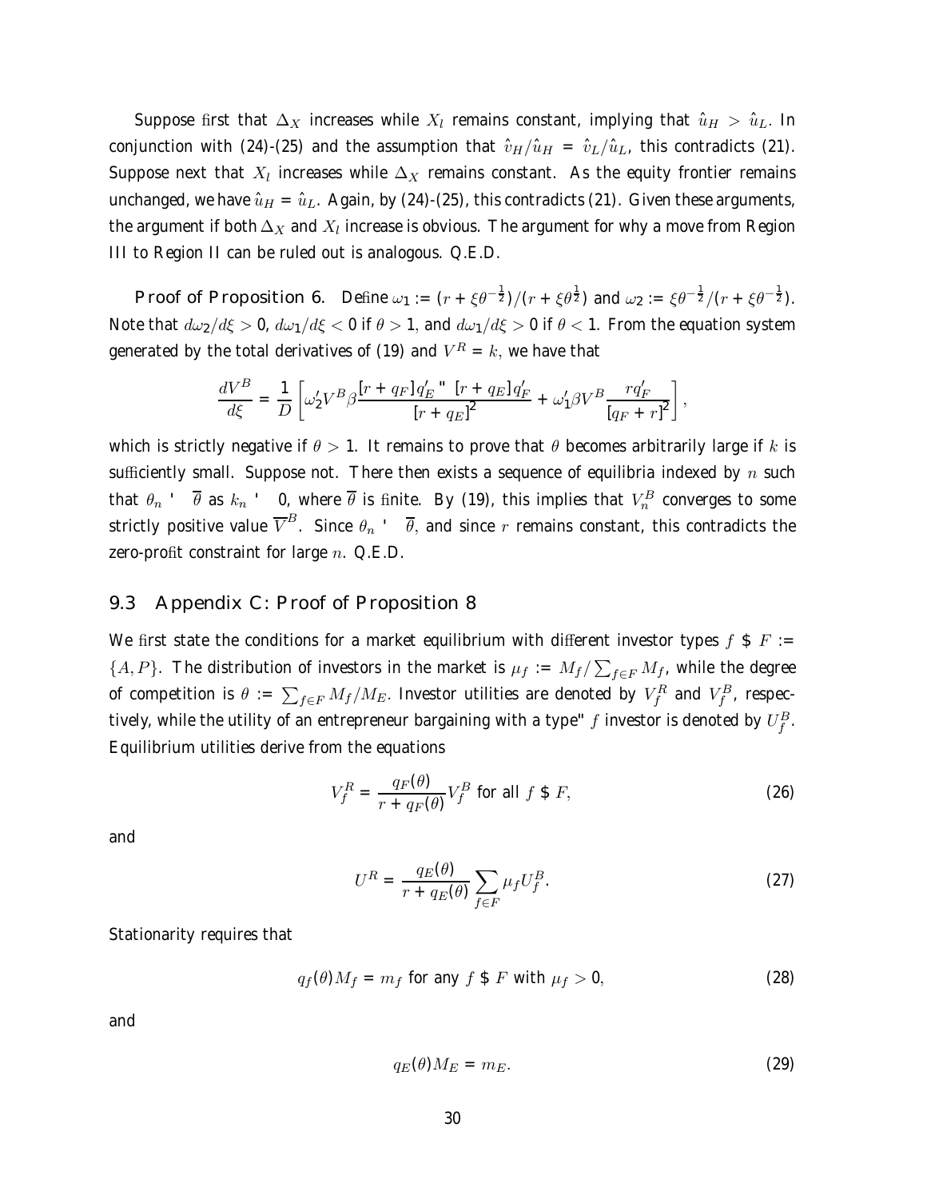Suppose first that $\Delta_X$ increases while $X_l$ remains constant, implying that $\hat{u}_H > \hat{u}_L$. In conjunction with (24)-(25) and the assumption that $\hat{v}_H/\hat{u}_H = \hat{v}_L/\hat{u}_L$, this contradicts (21). Suppose next that $X_l$ increases while $\Delta_X$ remains constant. As the equity frontier remains unchanged, we have $\hat{u}_H = \hat{u}_L$. Again, by (24)-(25), this contradicts (21). Given these arguments, the argument if both $\Delta_X$ and $X_l$ increase is obvious. The argument for why a move from Region III to Region II can be ruled out is analogous. Q.E.D.

**Proof of Proposition 6.** Define $\omega_1 := (r + \xi\theta^{-\frac{1}{2}})/(r + \xi\theta^{\frac{1}{2}})$ and $\omega_2 := \xi\theta^{-\frac{1}{2}}/(r + \xi\theta^{-\frac{1}{2}})$. Note that $d\omega_2/d\xi > 0$, $d\omega_1/d\xi < 0$ if $\theta > 1$, and $d\omega_1/d\xi > 0$ if $\theta < 1$. From the equation system generated by the total derivatives of (19) and $V^R = k$, we have that

$$\frac{dV^B}{d\xi} = \frac{1}{D}\left[\omega_2' V^B \beta \frac{[r + q_F]q_E' - [r + q_E]q_F'}{[r + q_E]^2} + \omega_1' \beta V^B \frac{r q_F'}{[q_F + r]^2}\right],$$

which is strictly negative if $\theta > 1$. It remains to prove that $\theta$ becomes arbitrarily large if $k$ is sufficiently small. Suppose not. There then exists a sequence of equilibria indexed by $n$ such that $\theta_n \to \overline{\theta}$ as $k_n \to 0$, where $\overline{\theta}$ is finite. By (19), this implies that $V_n^B$ converges to some strictly positive value $\overline{V}^B$. Since $\theta_n \to \overline{\theta}$, and since $r$ remains constant, this contradicts the zero-profit constraint for large $n$. Q.E.D.

## 9.3 Appendix C: Proof of Proposition 8

We first state the conditions for a market equilibrium with different investor types $f \in F := \{A, P\}$. The distribution of investors in the market is $\mu_f := M_f / \sum_{f \in F} M_f$, while the degree of competition is $\theta := \sum_{f \in F} M_f / M_E$. Investor utilities are denoted by $V_f^R$ and $V_f^B$, respectively, while the utility of an entrepreneur bargaining with a type-$f$ investor is denoted by $U_f^B$. Equilibrium utilities derive from the equations

$$V_f^R = \frac{q_F(\theta)}{r + q_F(\theta)} V_f^B \text{ for all } f \in F, \tag{26}$$

and

$$U^R = \frac{q_E(\theta)}{r + q_E(\theta)} \sum_{f \in F} \mu_f U_f^B. \tag{27}$$

Stationarity requires that

$$q_f(\theta) M_f = m_f \text{ for any } f \in F \text{ with } \mu_f > 0, \tag{28}$$

and

$$q_E(\theta) M_E = m_E. \tag{29}$$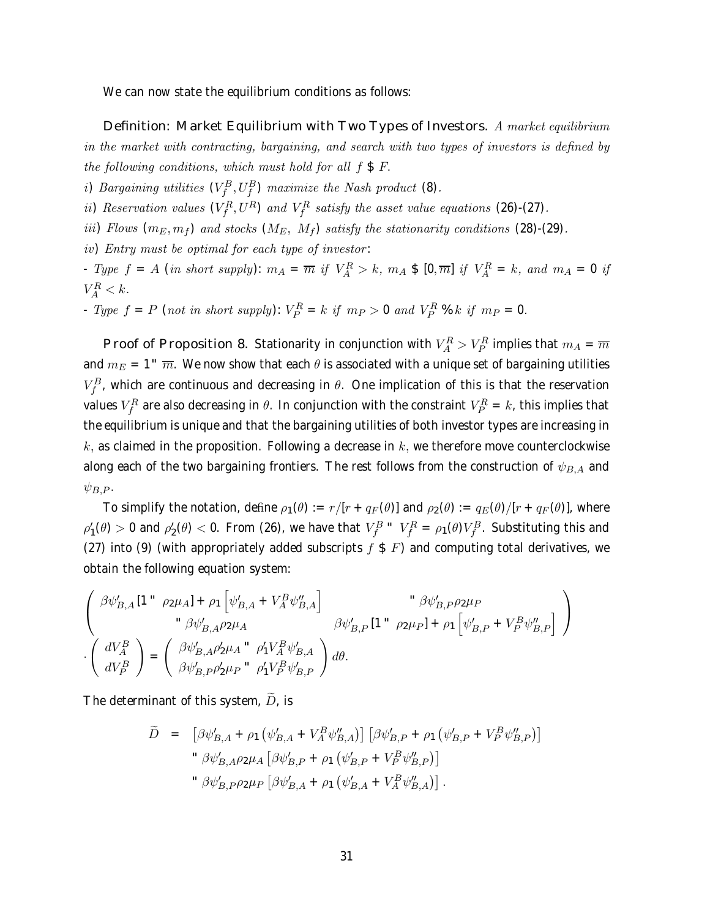We can now state the equilibrium conditions as follows:

**Definition: Market Equilibrium with Two Types of Investors.** *A market equilibrium in the market with contracting, bargaining, and search with two types of investors is defined by the following conditions, which must hold for all* $f \in F$.

*i) Bargaining utilities* $(V_f^B, U_f^B)$ *maximize the Nash product* (8).

*ii) Reservation values* $(V_f^R, U^R)$ *and* $V_f^R$ *satisfy the asset value equations* (26)-(27).

*iii) Flows* $(m_E, m_f)$ *and stocks* $(M_E, M_f)$ *satisfy the stationarity conditions* (28)-(29).

*iv) Entry must be optimal for each type of investor*:

- *Type* $f = A$ *(in short supply)*: $m_A = \overline{m}$ *if* $V_A^R > k$, $m_A \in [0, \overline{m}]$ *if* $V_A^R = k$, *and* $m_A = 0$ *if* $V_A^R < k$.

- *Type* $f = P$ *(not in short supply)*: $V_P^R = k$ *if* $m_P > 0$ *and* $V_P^R \leq k$ *if* $m_P = 0$.

**Proof of Proposition 8.** Stationarity in conjunction with $V_A^R > V_P^R$ implies that $m_A = \overline{m}$ and $m_E = 1 - \overline{m}$. We now show that each $\theta$ is associated with a unique set of bargaining utilities $V_f^B$, which are continuous and decreasing in $\theta$. One implication of this is that the reservation values $V_f^R$ are also decreasing in $\theta$. In conjunction with the constraint $V_P^R = k$, this implies that the equilibrium is unique and that the bargaining utilities of both investor types are increasing in $k$, as claimed in the proposition. Following a decrease in $k$, we therefore move counterclockwise along each of the two bargaining frontiers. The rest follows from the construction of $\psi_{B,A}$ and $\psi_{B,P}$.

To simplify the notation, define $\rho_1(\theta) := r/[r + q_F(\theta)]$ and $\rho_2(\theta) := q_E(\theta)/[r + q_F(\theta)]$, where $\rho_1'(\theta) > 0$ and $\rho_2'(\theta) < 0$. From (26), we have that $V_f^B - V_f^R = \rho_1(\theta) V_f^B$. Substituting this and (27) into (9) (with appropriately added subscripts $f \in F$) and computing total derivatives, we obtain the following equation system:

$$\begin{pmatrix} \beta\psi_{B,A}'[1-\rho_2\mu_A] + \rho_1\left[\psi_{B,A}' + V_A^B\psi_{B,A}''\right] & -\beta\psi_{B,P}'\rho_2\mu_P \\ -\beta\psi_{B,A}'\rho_2\mu_A & \beta\psi_{B,P}'[1-\rho_2\mu_P] + \rho_1\left[\psi_{B,P}' + V_P^B\psi_{B,P}''\right] \end{pmatrix}$$

$$\cdot \begin{pmatrix} dV_A^B \\ dV_P^B \end{pmatrix} = \begin{pmatrix} \beta\psi_{B,A}'\rho_2'\mu_A - \rho_1'V_A^B\psi_{B,A}' \\ \beta\psi_{B,P}'\rho_2'\mu_P - \rho_1'V_P^B\psi_{B,P}' \end{pmatrix} d\theta.$$

The determinant of this system, $\widetilde{D}$, is

$$\begin{aligned} \widetilde{D} &= \left[\beta\psi_{B,A}' + \rho_1\left(\psi_{B,A}' + V_A^B\psi_{B,A}''\right)\right]\left[\beta\psi_{B,P}' + \rho_1\left(\psi_{B,P}' + V_P^B\psi_{B,P}''\right)\right] \\ &\quad - \beta\psi_{B,A}'\rho_2\mu_A\left[\beta\psi_{B,P}' + \rho_1\left(\psi_{B,P}' + V_P^B\psi_{B,P}''\right)\right] \\ &\quad - \beta\psi_{B,P}'\rho_2\mu_P\left[\beta\psi_{B,A}' + \rho_1\left(\psi_{B,A}' + V_A^B\psi_{B,A}''\right)\right]. \end{aligned}$$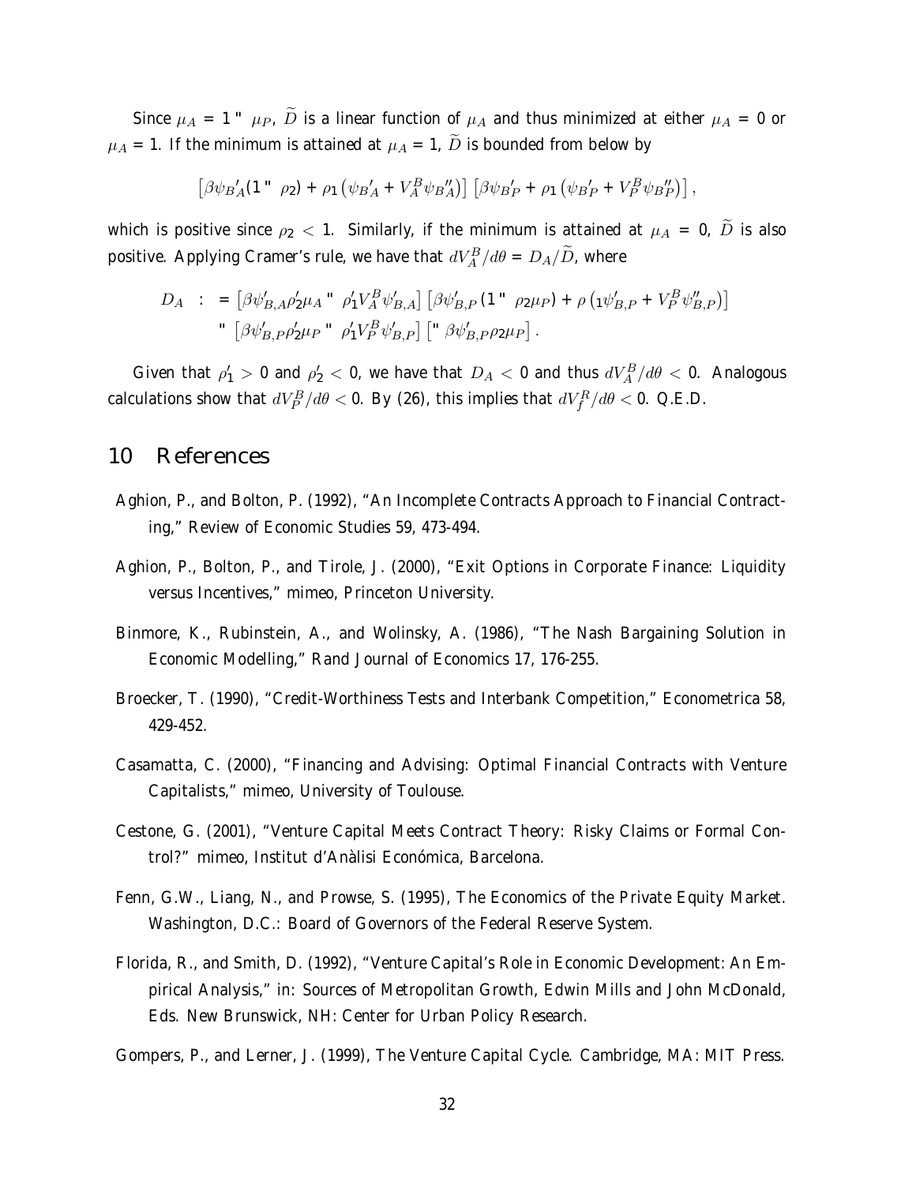Since $\mu_A = 1 - \mu_P$, $\widetilde{D}$ is a linear function of $\mu_A$ and thus minimized at either $\mu_A = 0$ or $\mu_A = 1$. If the minimum is attained at $\mu_A = 1$, $\widetilde{D}$ is bounded from below by

$$\left[\beta\psi_{B}{}'_A(1 - \rho_2) + \rho_1\left(\psi_{B}{}'_A + V_A^B\psi_{B}{}''_A\right)\right]\left[\beta\psi_{B}{}'_P + \rho_1\left(\psi_{B}{}'_P + V_P^B\psi_{B}{}''_P\right)\right],$$

which is positive since $\rho_2 < 1$. Similarly, if the minimum is attained at $\mu_A = 0$, $\widetilde{D}$ is also positive. Applying Cramer's rule, we have that $dV_A^B/d\theta = D_A/\widetilde{D}$, where

$$\begin{aligned} D_A \quad := & \left[\beta\psi'_{B,A}\rho'_2\mu_A - \rho'_1 V_A^B\psi'_{B,A}\right]\left[\beta\psi'_{B,P}(1 - \rho_2\mu_P) + \rho\left({}_1\psi'_{B,P} + V_P^B\psi''_{B,P}\right)\right] \\ & - \left[\beta\psi'_{B,P}\rho'_2\mu_P - \rho'_1 V_P^B\psi'_{B,P}\right]\left[-\beta\psi'_{B,P}\rho_2\mu_P\right]. \end{aligned}$$

Given that $\rho'_1 > 0$ and $\rho'_2 < 0$, we have that $D_A < 0$ and thus $dV_A^B/d\theta < 0$. Analogous calculations show that $dV_P^B/d\theta < 0$. By (26), this implies that $dV_f^R/d\theta < 0$. Q.E.D.

# 10 References

Aghion, P., and Bolton, P. (1992), "An Incomplete Contracts Approach to Financial Contracting," Review of Economic Studies 59, 473-494.

Aghion, P., Bolton, P., and Tirole, J. (2000), "Exit Options in Corporate Finance: Liquidity versus Incentives," mimeo, Princeton University.

Binmore, K., Rubinstein, A., and Wolinsky, A. (1986), "The Nash Bargaining Solution in Economic Modelling," Rand Journal of Economics 17, 176-255.

Broecker, T. (1990), "Credit-Worthiness Tests and Interbank Competition," Econometrica 58, 429-452.

Casamatta, C. (2000), "Financing and Advising: Optimal Financial Contracts with Venture Capitalists," mimeo, University of Toulouse.

Cestone, G. (2001), "Venture Capital Meets Contract Theory: Risky Claims or Formal Control?" mimeo, Institut d'Anàlisi Económica, Barcelona.

Fenn, G.W., Liang, N., and Prowse, S. (1995), The Economics of the Private Equity Market. Washington, D.C.: Board of Governors of the Federal Reserve System.

Florida, R., and Smith, D. (1992), "Venture Capital's Role in Economic Development: An Empirical Analysis," in: Sources of Metropolitan Growth, Edwin Mills and John McDonald, Eds. New Brunswick, NH: Center for Urban Policy Research.

Gompers, P., and Lerner, J. (1999), The Venture Capital Cycle. Cambridge, MA: MIT Press.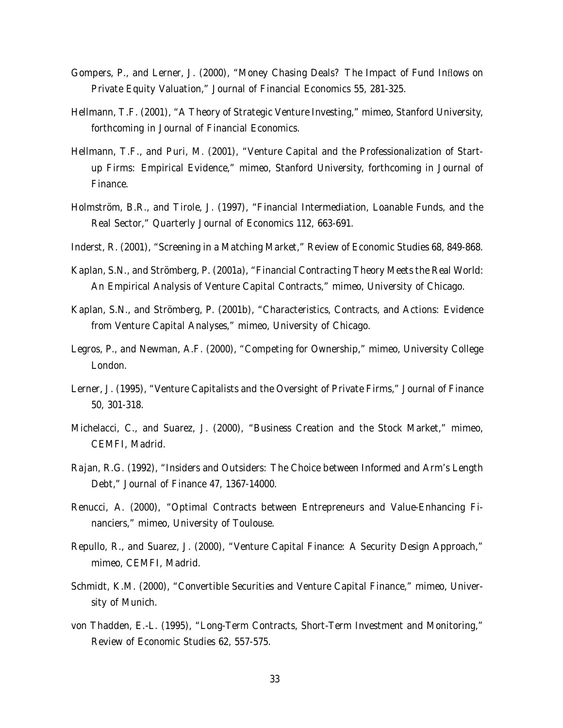Gompers, P., and Lerner, J. (2000), "Money Chasing Deals? The Impact of Fund Inflows on Private Equity Valuation," Journal of Financial Economics 55, 281-325.

Hellmann, T.F. (2001), "A Theory of Strategic Venture Investing," mimeo, Stanford University, forthcoming in Journal of Financial Economics.

Hellmann, T.F., and Puri, M. (2001), "Venture Capital and the Professionalization of Start-up Firms: Empirical Evidence," mimeo, Stanford University, forthcoming in Journal of Finance.

Holmström, B.R., and Tirole, J. (1997), "Financial Intermediation, Loanable Funds, and the Real Sector," Quarterly Journal of Economics 112, 663-691.

Inderst, R. (2001), "Screening in a Matching Market," Review of Economic Studies 68, 849-868.

Kaplan, S.N., and Strömberg, P. (2001a), "Financial Contracting Theory Meets the Real World: An Empirical Analysis of Venture Capital Contracts," mimeo, University of Chicago.

Kaplan, S.N., and Strömberg, P. (2001b), "Characteristics, Contracts, and Actions: Evidence from Venture Capital Analyses," mimeo, University of Chicago.

Legros, P., and Newman, A.F. (2000), "Competing for Ownership," mimeo, University College London.

Lerner, J. (1995), "Venture Capitalists and the Oversight of Private Firms," Journal of Finance 50, 301-318.

Michelacci, C., and Suarez, J. (2000), "Business Creation and the Stock Market," mimeo, CEMFI, Madrid.

Rajan, R.G. (1992), "Insiders and Outsiders: The Choice between Informed and Arm's Length Debt," Journal of Finance 47, 1367-14000.

Renucci, A. (2000), "Optimal Contracts between Entrepreneurs and Value-Enhancing Financiers," mimeo, University of Toulouse.

Repullo, R., and Suarez, J. (2000), "Venture Capital Finance: A Security Design Approach," mimeo, CEMFI, Madrid.

Schmidt, K.M. (2000), "Convertible Securities and Venture Capital Finance," mimeo, University of Munich.

von Thadden, E.-L. (1995), "Long-Term Contracts, Short-Term Investment and Monitoring," Review of Economic Studies 62, 557-575.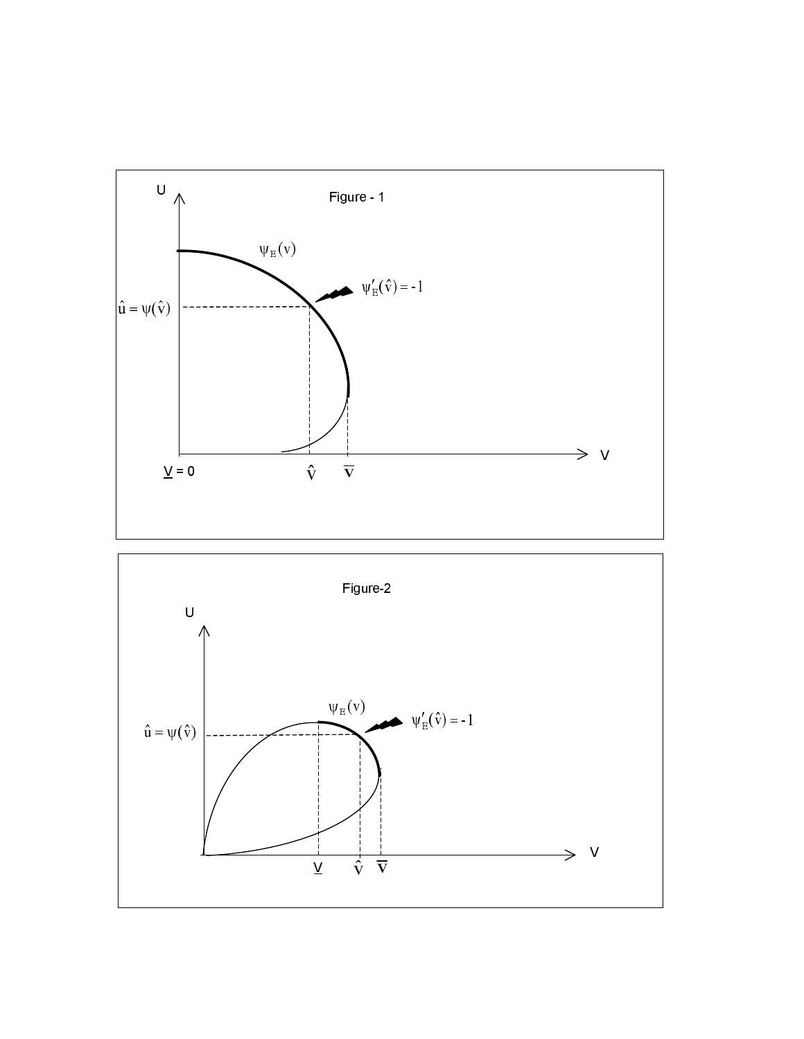Figure - 1

$U$

$\psi_E(v)$

$\psi'_E(\hat{v}) = -1$

$\hat{u} = \psi(\hat{v})$

$\underline{V} = 0$ $\hat{V}$ $\overline{V}$

$V$

Figure-2

$U$

$\psi_E(v)$

$\psi'_E(\hat{v}) = -1$

$\hat{u} = \psi(\hat{v})$

$\underline{V}$ $\hat{V}$ $\overline{V}$

$V$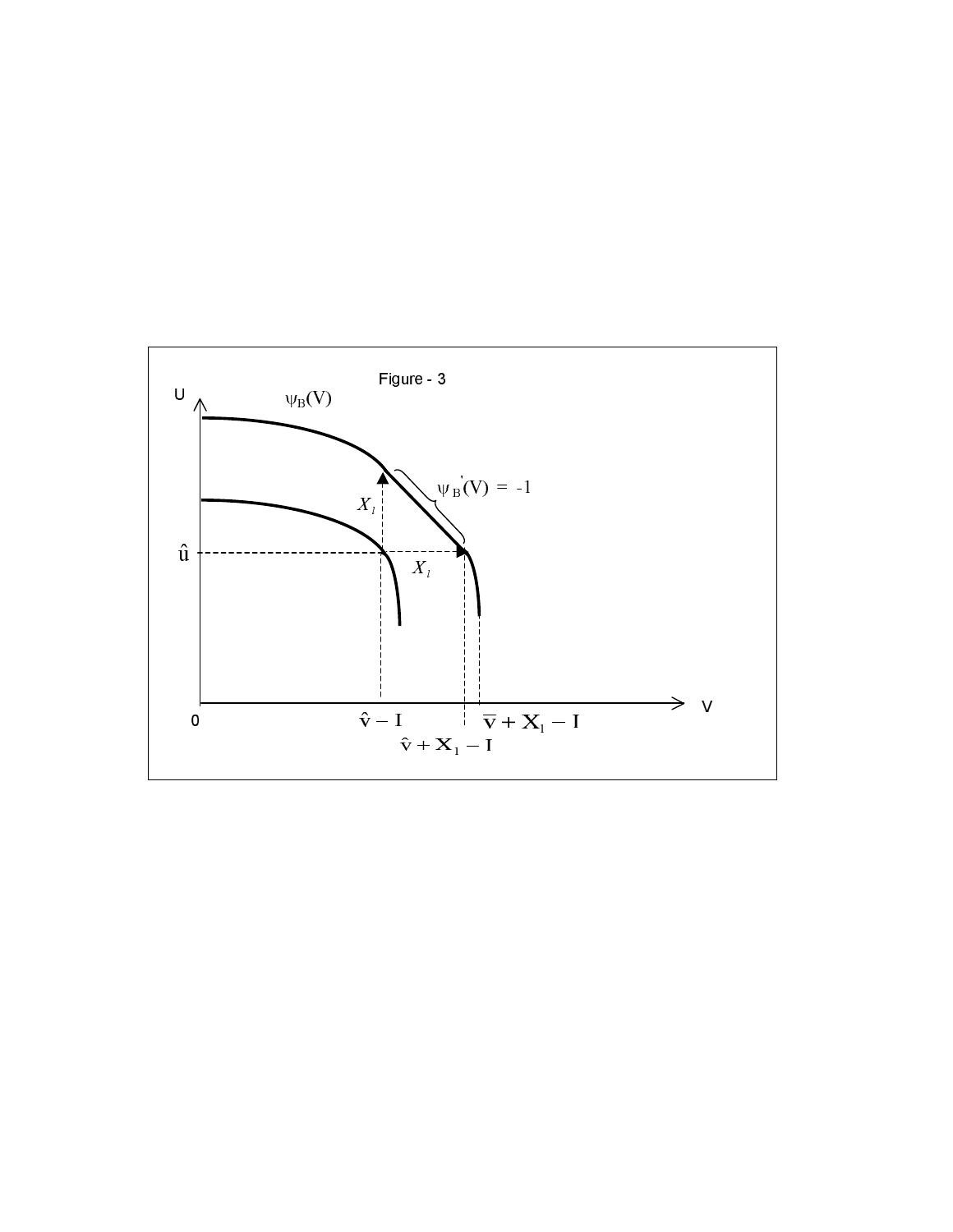Figure - 3

U

$\psi_B(V)$

$\psi_B^{'}(V) = -1$

$X_1$

$\hat{u}$

$X_1$

0

$\hat{v} - I$

$\bar{v} + X_1 - I$

$\hat{v} + X_1 - I$

V